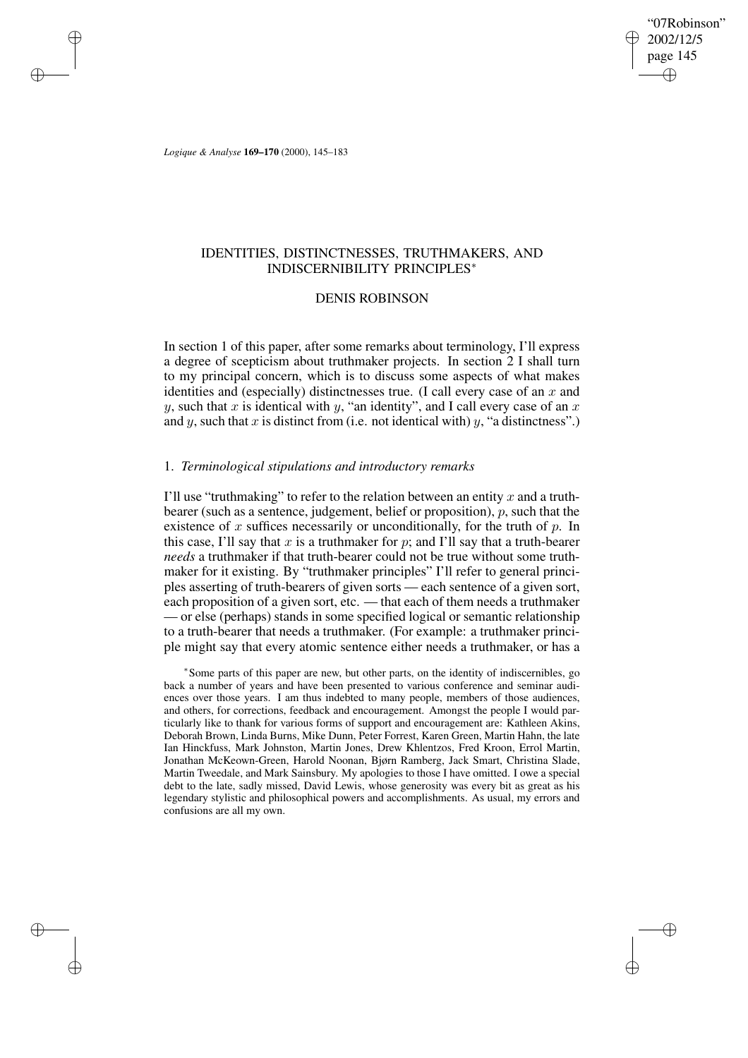# IDENTITIES, DISTINCTNESSES, TRUTHMAKERS, AND INDISCERNIBILITY PRINCIPLES*

DENIS ROBINSON

In section 1 of this paper, after some remarks about terminology, I'll express a degree of scepticism about truthmaker projects. In section 2 I shall turn to my principal concern, which is to discuss some aspects of what makes identities and (especially) distinctnesses true. (I call every case of an $x$ and $y$, such that $x$ is identical with $y$, "an identity", and I call every case of an $x$ and $y$, such that $x$ is distinct from (i.e. not identical with) $y$, "a distinctness".)

## 1. *Terminological stipulations and introductory remarks*

I'll use "truthmaking" to refer to the relation between an entity $x$ and a truth-bearer (such as a sentence, judgement, belief or proposition), $p$, such that the existence of $x$ suffices necessarily or unconditionally, for the truth of $p$. In this case, I'll say that $x$ is a truthmaker for $p$; and I'll say that a truth-bearer *needs* a truthmaker if that truth-bearer could not be true without some truthmaker for it existing. By "truthmaker principles" I'll refer to general principles asserting of truth-bearers of given sorts — each sentence of a given sort, each proposition of a given sort, etc. — that each of them needs a truthmaker — or else (perhaps) stands in some specified logical or semantic relationship to a truth-bearer that needs a truthmaker. (For example: a truthmaker principle might say that every atomic sentence either needs a truthmaker, or has a

*Some parts of this paper are new, but other parts, on the identity of indiscernibles, go back a number of years and have been presented to various conference and seminar audiences over those years. I am thus indebted to many people, members of those audiences, and others, for corrections, feedback and encouragement. Amongst the people I would particularly like to thank for various forms of support and encouragement are: Kathleen Akins, Deborah Brown, Linda Burns, Mike Dunn, Peter Forrest, Karen Green, Martin Hahn, the late Ian Hinckfuss, Mark Johnston, Martin Jones, Drew Khlentzos, Fred Kroon, Errol Martin, Jonathan McKeown-Green, Harold Noonan, Bjørn Ramberg, Jack Smart, Christina Slade, Martin Tweedale, and Mark Sainsbury. My apologies to those I have omitted. I owe a special debt to the late, sadly missed, David Lewis, whose generosity was every bit as great as his legendary stylistic and philosophical powers and accomplishments. As usual, my errors and confusions are all my own.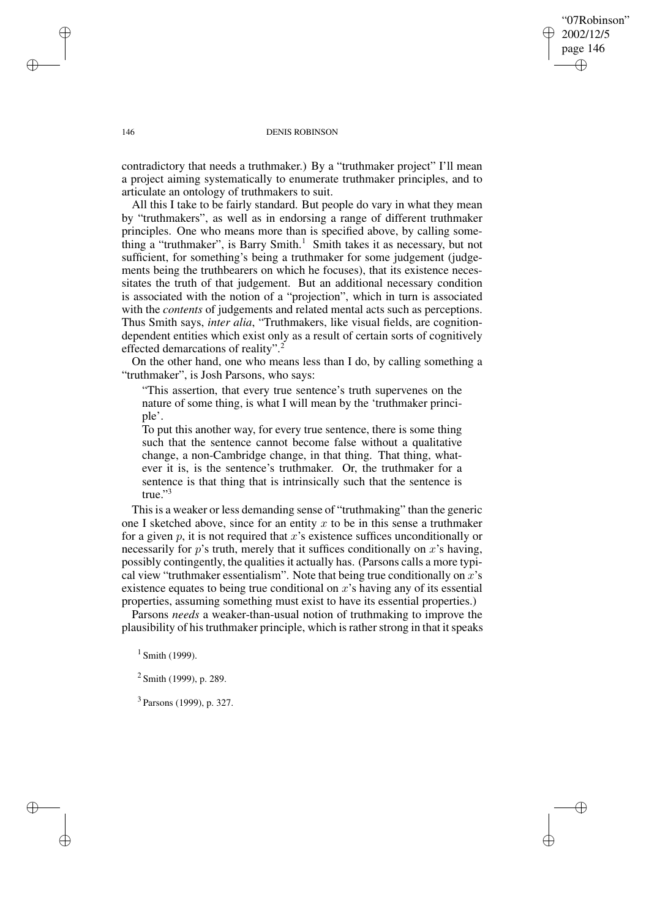contradictory that needs a truthmaker.) By a "truthmaker project" I'll mean a project aiming systematically to enumerate truthmaker principles, and to articulate an ontology of truthmakers to suit.

All this I take to be fairly standard. But people do vary in what they mean by "truthmakers", as well as in endorsing a range of different truthmaker principles. One who means more than is specified above, by calling something a "truthmaker", is Barry Smith.[1] Smith takes it as necessary, but not sufficient, for something's being a truthmaker for some judgement (judgements being the truthbearers on which he focuses), that its existence necessitates the truth of that judgement. But an additional necessary condition is associated with the notion of a "projection", which in turn is associated with the *contents* of judgements and related mental acts such as perceptions. Thus Smith says, *inter alia*, "Truthmakers, like visual fields, are cognition-dependent entities which exist only as a result of certain sorts of cognitively effected demarcations of reality".[2]

On the other hand, one who means less than I do, by calling something a "truthmaker", is Josh Parsons, who says:

> "This assertion, that every true sentence's truth supervenes on the nature of some thing, is what I will mean by the 'truthmaker principle'.
>
> To put this another way, for every true sentence, there is some thing such that the sentence cannot become false without a qualitative change, a non-Cambridge change, in that thing. That thing, whatever it is, is the sentence's truthmaker. Or, the truthmaker for a sentence is that thing that is intrinsically such that the sentence is true."[3]

This is a weaker or less demanding sense of "truthmaking" than the generic one I sketched above, since for an entity $x$ to be in this sense a truthmaker for a given $p$, it is not required that $x$'s existence suffices unconditionally or necessarily for $p$'s truth, merely that it suffices conditionally on $x$'s having, possibly contingently, the qualities it actually has. (Parsons calls a more typical view "truthmaker essentialism". Note that being true conditionally on $x$'s existence equates to being true conditional on $x$'s having any of its essential properties, assuming something must exist to have its essential properties.)

Parsons *needs* a weaker-than-usual notion of truthmaking to improve the plausibility of his truthmaker principle, which is rather strong in that it speaks

[1] Smith (1999).

[2] Smith (1999), p. 289.

[3] Parsons (1999), p. 327.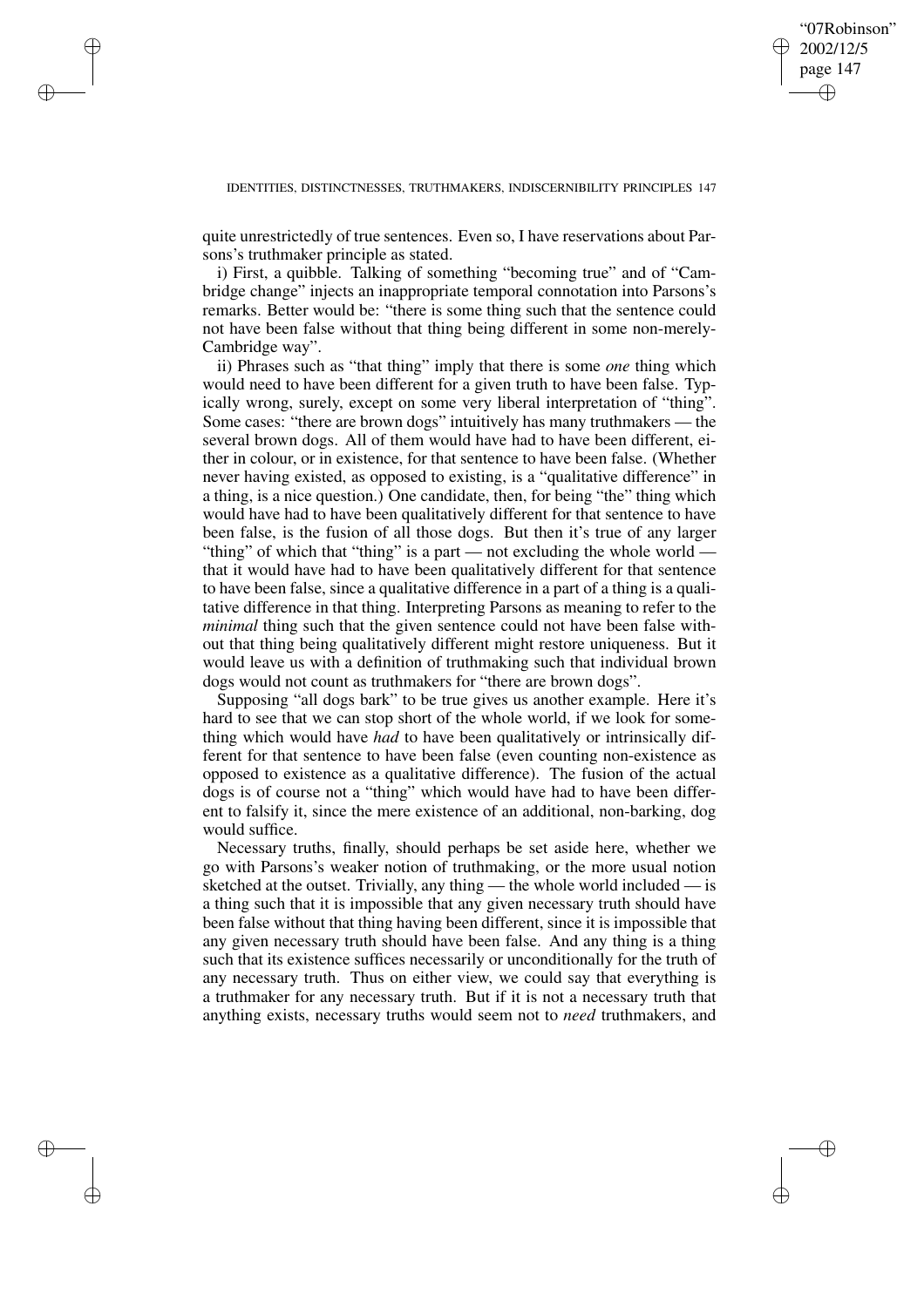quite unrestrictedly of true sentences. Even so, I have reservations about Parsons's truthmaker principle as stated.

i) First, a quibble. Talking of something "becoming true" and of "Cambridge change" injects an inappropriate temporal connotation into Parsons's remarks. Better would be: "there is some thing such that the sentence could not have been false without that thing being different in some non-merely-Cambridge way".

ii) Phrases such as "that thing" imply that there is some *one* thing which would need to have been different for a given truth to have been false. Typically wrong, surely, except on some very liberal interpretation of "thing". Some cases: "there are brown dogs" intuitively has many truthmakers — the several brown dogs. All of them would have had to have been different, either in colour, or in existence, for that sentence to have been false. (Whether never having existed, as opposed to existing, is a "qualitative difference" in a thing, is a nice question.) One candidate, then, for being "the" thing which would have had to have been qualitatively different for that sentence to have been false, is the fusion of all those dogs. But then it's true of any larger "thing" of which that "thing" is a part — not excluding the whole world — that it would have had to have been qualitatively different for that sentence to have been false, since a qualitative difference in a part of a thing is a qualitative difference in that thing. Interpreting Parsons as meaning to refer to the *minimal* thing such that the given sentence could not have been false without that thing being qualitatively different might restore uniqueness. But it would leave us with a definition of truthmaking such that individual brown dogs would not count as truthmakers for "there are brown dogs".

Supposing "all dogs bark" to be true gives us another example. Here it's hard to see that we can stop short of the whole world, if we look for something which would have *had* to have been qualitatively or intrinsically different for that sentence to have been false (even counting non-existence as opposed to existence as a qualitative difference). The fusion of the actual dogs is of course not a "thing" which would have had to have been different to falsify it, since the mere existence of an additional, non-barking, dog would suffice.

Necessary truths, finally, should perhaps be set aside here, whether we go with Parsons's weaker notion of truthmaking, or the more usual notion sketched at the outset. Trivially, any thing — the whole world included — is a thing such that it is impossible that any given necessary truth should have been false without that thing having been different, since it is impossible that any given necessary truth should have been false. And any thing is a thing such that its existence suffices necessarily or unconditionally for the truth of any necessary truth. Thus on either view, we could say that everything is a truthmaker for any necessary truth. But if it is not a necessary truth that anything exists, necessary truths would seem not to *need* truthmakers, and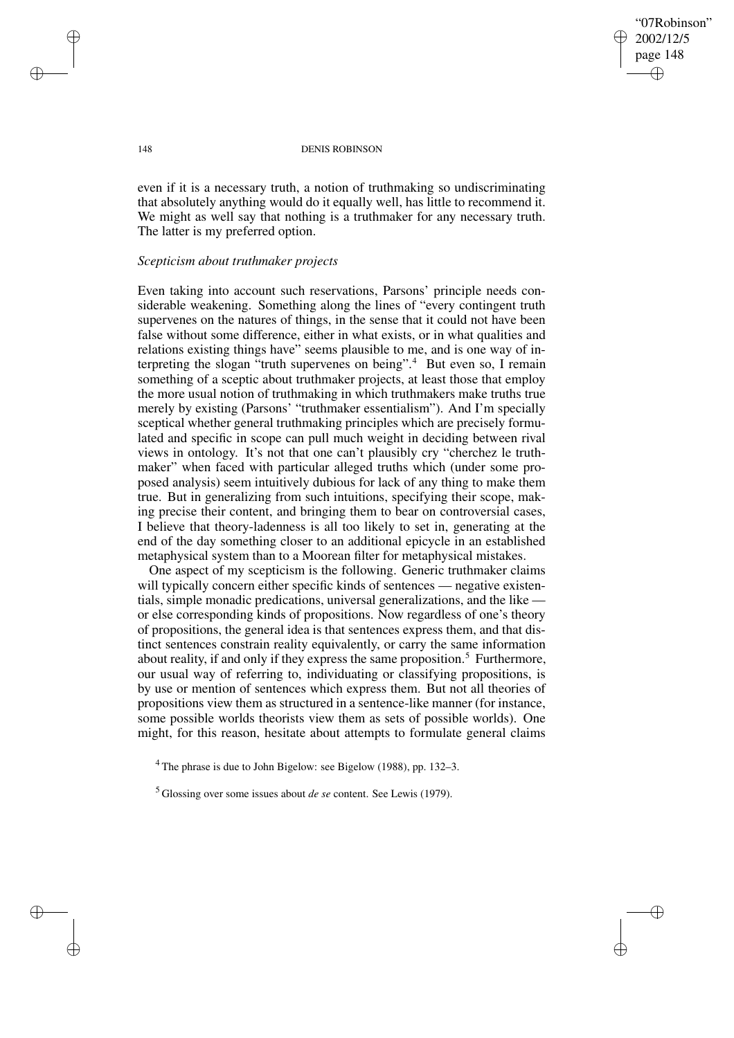even if it is a necessary truth, a notion of truthmaking so undiscriminating that absolutely anything would do it equally well, has little to recommend it. We might as well say that nothing is a truthmaker for any necessary truth. The latter is my preferred option.

### *Scepticism about truthmaker projects*

Even taking into account such reservations, Parsons' principle needs considerable weakening. Something along the lines of "every contingent truth supervenes on the natures of things, in the sense that it could not have been false without some difference, either in what exists, or in what qualities and relations existing things have" seems plausible to me, and is one way of interpreting the slogan "truth supervenes on being".[4] But even so, I remain something of a sceptic about truthmaker projects, at least those that employ the more usual notion of truthmaking in which truthmakers make truths true merely by existing (Parsons' "truthmaker essentialism"). And I'm specially sceptical whether general truthmaking principles which are precisely formulated and specific in scope can pull much weight in deciding between rival views in ontology. It's not that one can't plausibly cry "cherchez le truthmaker" when faced with particular alleged truths which (under some proposed analysis) seem intuitively dubious for lack of any thing to make them true. But in generalizing from such intuitions, specifying their scope, making precise their content, and bringing them to bear on controversial cases, I believe that theory-ladenness is all too likely to set in, generating at the end of the day something closer to an additional epicycle in an established metaphysical system than to a Moorean filter for metaphysical mistakes.

One aspect of my scepticism is the following. Generic truthmaker claims will typically concern either specific kinds of sentences — negative existentials, simple monadic predications, universal generalizations, and the like — or else corresponding kinds of propositions. Now regardless of one's theory of propositions, the general idea is that sentences express them, and that distinct sentences constrain reality equivalently, or carry the same information about reality, if and only if they express the same proposition.[5] Furthermore, our usual way of referring to, individuating or classifying propositions, is by use or mention of sentences which express them. But not all theories of propositions view them as structured in a sentence-like manner (for instance, some possible worlds theorists view them as sets of possible worlds). One might, for this reason, hesitate about attempts to formulate general claims

[4] The phrase is due to John Bigelow: see Bigelow (1988), pp. 132–3.

[5] Glossing over some issues about *de se* content. See Lewis (1979).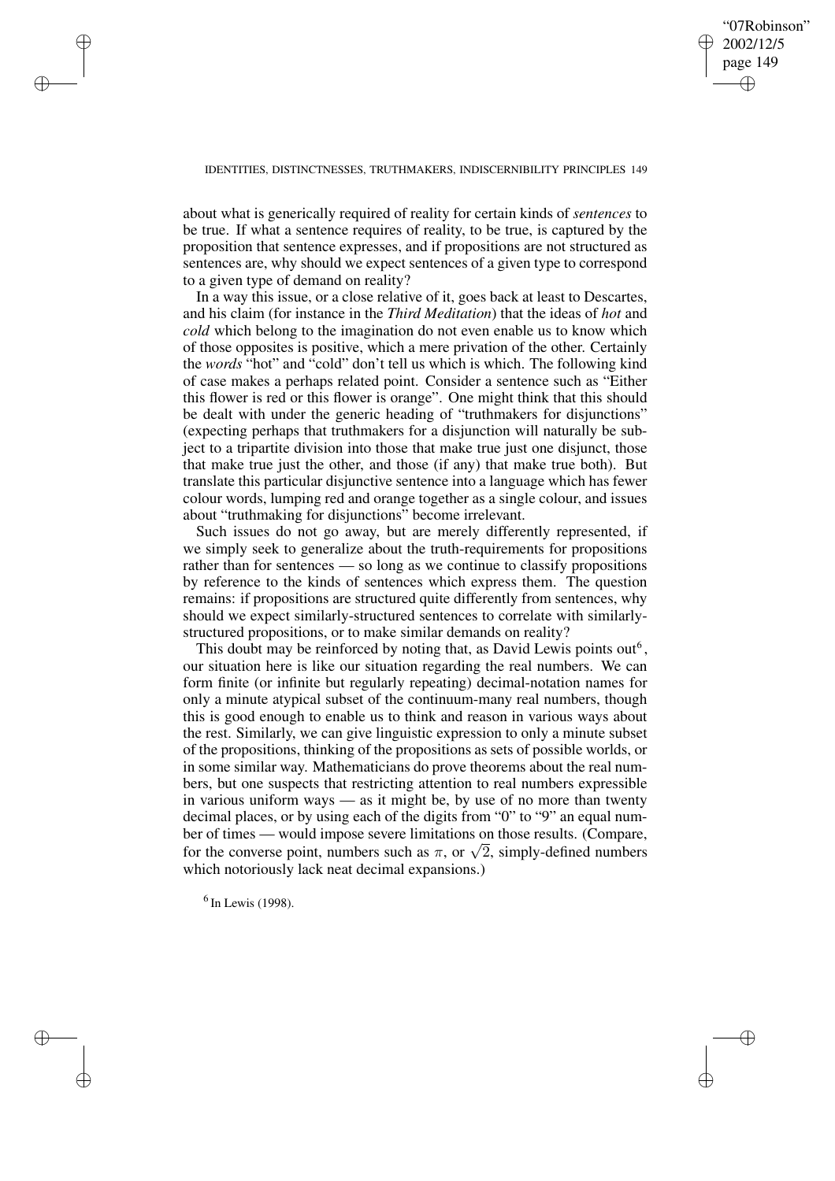about what is generically required of reality for certain kinds of *sentences* to be true. If what a sentence requires of reality, to be true, is captured by the proposition that sentence expresses, and if propositions are not structured as sentences are, why should we expect sentences of a given type to correspond to a given type of demand on reality?

In a way this issue, or a close relative of it, goes back at least to Descartes, and his claim (for instance in the *Third Meditation*) that the ideas of *hot* and *cold* which belong to the imagination do not even enable us to know which of those opposites is positive, which a mere privation of the other. Certainly the *words* "hot" and "cold" don't tell us which is which. The following kind of case makes a perhaps related point. Consider a sentence such as "Either this flower is red or this flower is orange". One might think that this should be dealt with under the generic heading of "truthmakers for disjunctions" (expecting perhaps that truthmakers for a disjunction will naturally be subject to a tripartite division into those that make true just one disjunct, those that make true just the other, and those (if any) that make true both). But translate this particular disjunctive sentence into a language which has fewer colour words, lumping red and orange together as a single colour, and issues about "truthmaking for disjunctions" become irrelevant.

Such issues do not go away, but are merely differently represented, if we simply seek to generalize about the truth-requirements for propositions rather than for sentences — so long as we continue to classify propositions by reference to the kinds of sentences which express them. The question remains: if propositions are structured quite differently from sentences, why should we expect similarly-structured sentences to correlate with similarly-structured propositions, or to make similar demands on reality?

This doubt may be reinforced by noting that, as David Lewis points out[6], our situation here is like our situation regarding the real numbers. We can form finite (or infinite but regularly repeating) decimal-notation names for only a minute atypical subset of the continuum-many real numbers, though this is good enough to enable us to think and reason in various ways about the rest. Similarly, we can give linguistic expression to only a minute subset of the propositions, thinking of the propositions as sets of possible worlds, or in some similar way. Mathematicians do prove theorems about the real numbers, but one suspects that restricting attention to real numbers expressible in various uniform ways — as it might be, by use of no more than twenty decimal places, or by using each of the digits from "0" to "9" an equal number of times — would impose severe limitations on those results. (Compare, for the converse point, numbers such as $\pi$, or $\sqrt{2}$, simply-defined numbers which notoriously lack neat decimal expansions.)

[6] In Lewis (1998).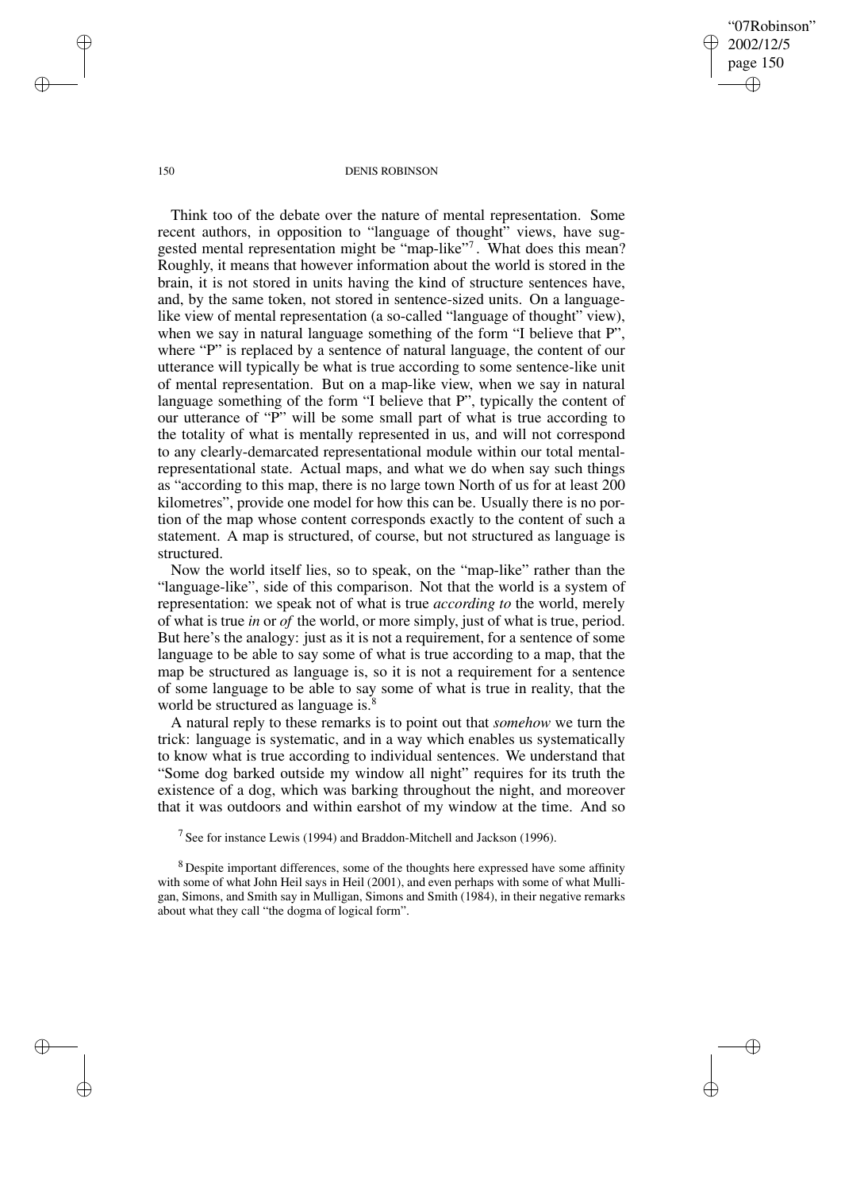Think too of the debate over the nature of mental representation. Some recent authors, in opposition to "language of thought" views, have suggested mental representation might be "map-like"[7]. What does this mean? Roughly, it means that however information about the world is stored in the brain, it is not stored in units having the kind of structure sentences have, and, by the same token, not stored in sentence-sized units. On a language-like view of mental representation (a so-called "language of thought" view), when we say in natural language something of the form "I believe that P", where "P" is replaced by a sentence of natural language, the content of our utterance will typically be what is true according to some sentence-like unit of mental representation. But on a map-like view, when we say in natural language something of the form "I believe that P", typically the content of our utterance of "P" will be some small part of what is true according to the totality of what is mentally represented in us, and will not correspond to any clearly-demarcated representational module within our total mental-representational state. Actual maps, and what we do when say such things as "according to this map, there is no large town North of us for at least 200 kilometres", provide one model for how this can be. Usually there is no portion of the map whose content corresponds exactly to the content of such a statement. A map is structured, of course, but not structured as language is structured.

Now the world itself lies, so to speak, on the "map-like" rather than the "language-like", side of this comparison. Not that the world is a system of representation: we speak not of what is true *according to* the world, merely of what is true *in* or *of* the world, or more simply, just of what is true, period. But here's the analogy: just as it is not a requirement, for a sentence of some language to be able to say some of what is true according to a map, that the map be structured as language is, so it is not a requirement for a sentence of some language to be able to say some of what is true in reality, that the world be structured as language is.[8]

A natural reply to these remarks is to point out that *somehow* we turn the trick: language is systematic, and in a way which enables us systematically to know what is true according to individual sentences. We understand that "Some dog barked outside my window all night" requires for its truth the existence of a dog, which was barking throughout the night, and moreover that it was outdoors and within earshot of my window at the time. And so

[7] See for instance Lewis (1994) and Braddon-Mitchell and Jackson (1996).

[8] Despite important differences, some of the thoughts here expressed have some affinity with some of what John Heil says in Heil (2001), and even perhaps with some of what Mulligan, Simons, and Smith say in Mulligan, Simons and Smith (1984), in their negative remarks about what they call "the dogma of logical form".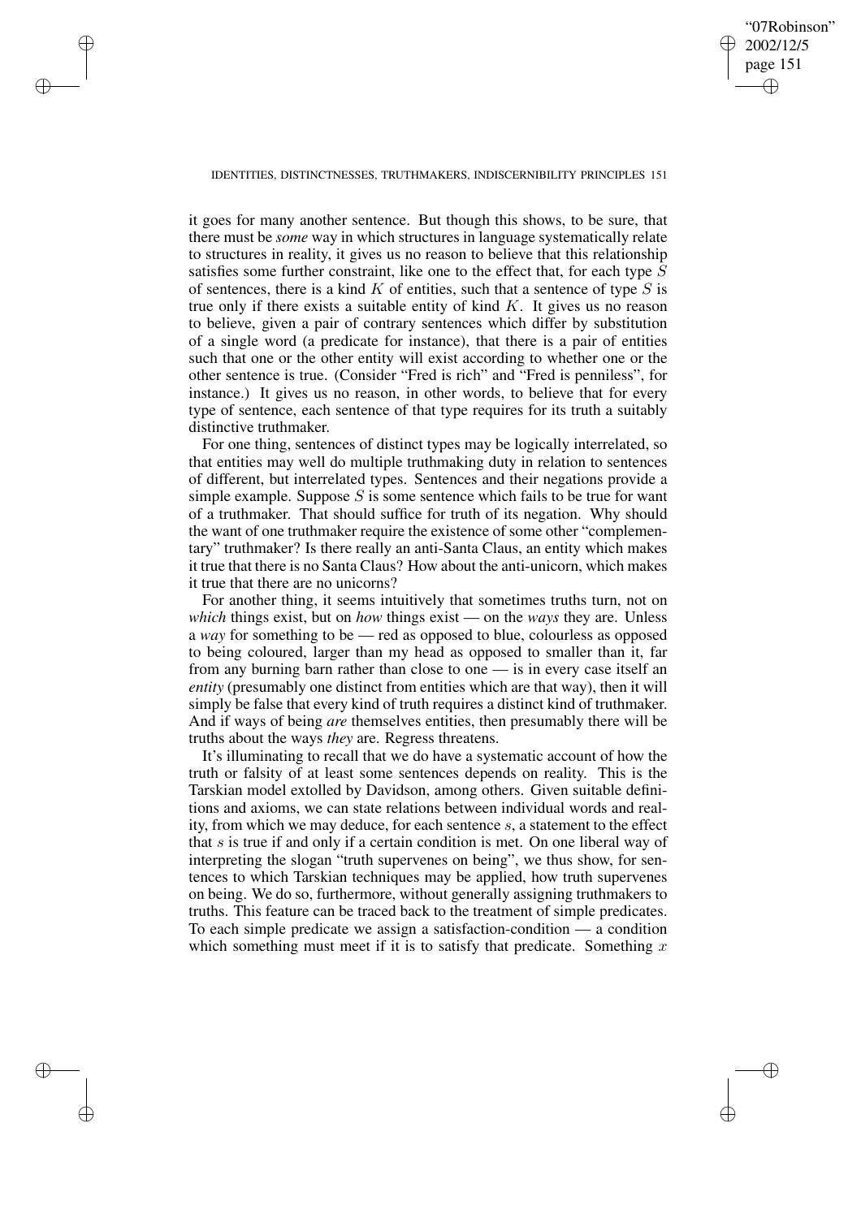it goes for many another sentence. But though this shows, to be sure, that there must be *some* way in which structures in language systematically relate to structures in reality, it gives us no reason to believe that this relationship satisfies some further constraint, like one to the effect that, for each type $S$ of sentences, there is a kind $K$ of entities, such that a sentence of type $S$ is true only if there exists a suitable entity of kind $K$. It gives us no reason to believe, given a pair of contrary sentences which differ by substitution of a single word (a predicate for instance), that there is a pair of entities such that one or the other entity will exist according to whether one or the other sentence is true. (Consider "Fred is rich" and "Fred is penniless", for instance.) It gives us no reason, in other words, to believe that for every type of sentence, each sentence of that type requires for its truth a suitably distinctive truthmaker.

For one thing, sentences of distinct types may be logically interrelated, so that entities may well do multiple truthmaking duty in relation to sentences of different, but interrelated types. Sentences and their negations provide a simple example. Suppose $S$ is some sentence which fails to be true for want of a truthmaker. That should suffice for truth of its negation. Why should the want of one truthmaker require the existence of some other "complementary" truthmaker? Is there really an anti-Santa Claus, an entity which makes it true that there is no Santa Claus? How about the anti-unicorn, which makes it true that there are no unicorns?

For another thing, it seems intuitively that sometimes truths turn, not on *which* things exist, but on *how* things exist — on the *ways* they are. Unless a *way* for something to be — red as opposed to blue, colourless as opposed to being coloured, larger than my head as opposed to smaller than it, far from any burning barn rather than close to one — is in every case itself an *entity* (presumably one distinct from entities which are that way), then it will simply be false that every kind of truth requires a distinct kind of truthmaker. And if ways of being *are* themselves entities, then presumably there will be truths about the ways *they* are. Regress threatens.

It's illuminating to recall that we do have a systematic account of how the truth or falsity of at least some sentences depends on reality. This is the Tarskian model extolled by Davidson, among others. Given suitable definitions and axioms, we can state relations between individual words and reality, from which we may deduce, for each sentence $s$, a statement to the effect that $s$ is true if and only if a certain condition is met. On one liberal way of interpreting the slogan "truth supervenes on being", we thus show, for sentences to which Tarskian techniques may be applied, how truth supervenes on being. We do so, furthermore, without generally assigning truthmakers to truths. This feature can be traced back to the treatment of simple predicates. To each simple predicate we assign a satisfaction-condition — a condition which something must meet if it is to satisfy that predicate. Something $x$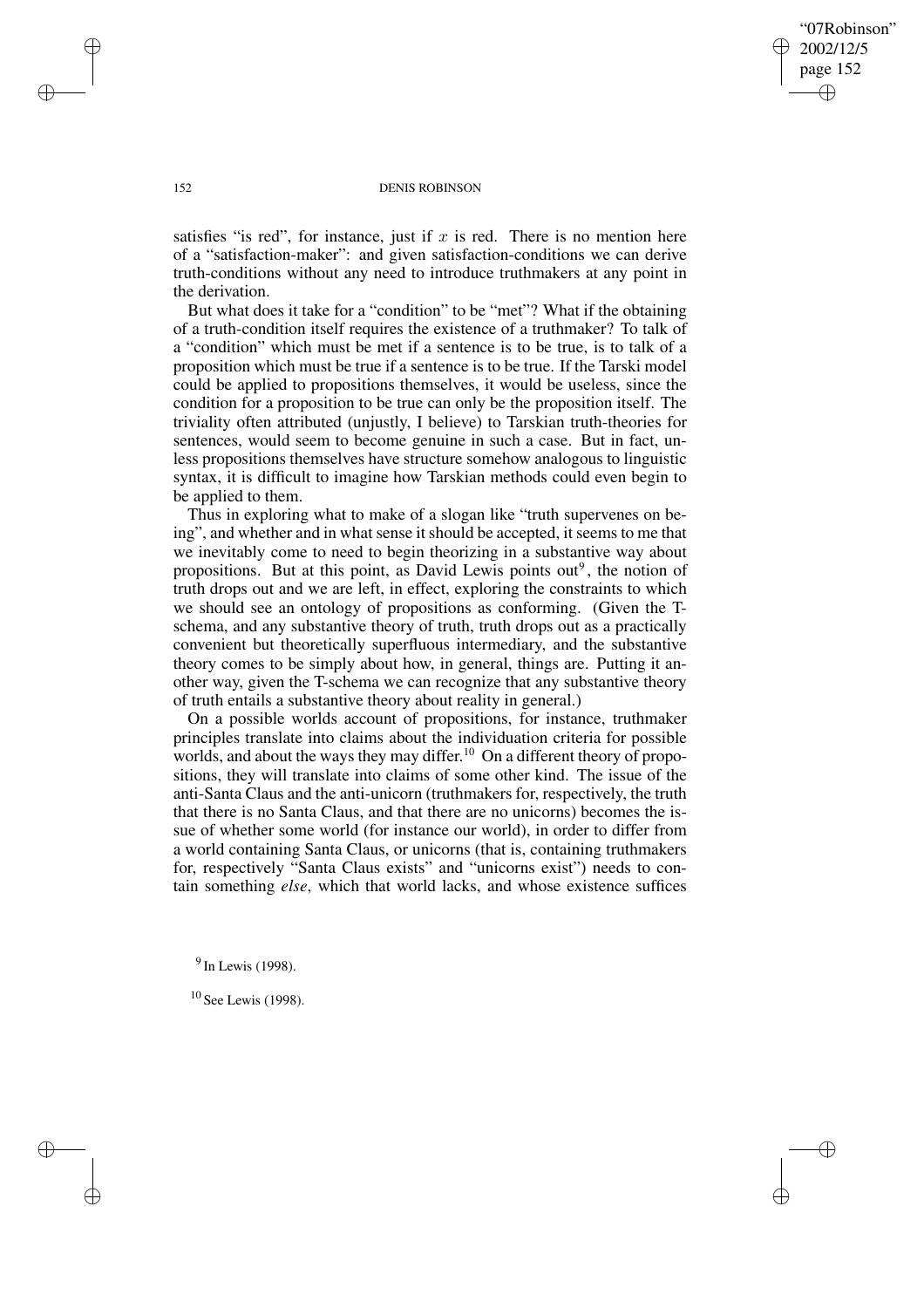satisfies "is red", for instance, just if $x$ is red. There is no mention here of a "satisfaction-maker": and given satisfaction-conditions we can derive truth-conditions without any need to introduce truthmakers at any point in the derivation.

But what does it take for a "condition" to be "met"? What if the obtaining of a truth-condition itself requires the existence of a truthmaker? To talk of a "condition" which must be met if a sentence is to be true, is to talk of a proposition which must be true if a sentence is to be true. If the Tarski model could be applied to propositions themselves, it would be useless, since the condition for a proposition to be true can only be the proposition itself. The triviality often attributed (unjustly, I believe) to Tarskian truth-theories for sentences, would seem to become genuine in such a case. But in fact, unless propositions themselves have structure somehow analogous to linguistic syntax, it is difficult to imagine how Tarskian methods could even begin to be applied to them.

Thus in exploring what to make of a slogan like "truth supervenes on being", and whether and in what sense it should be accepted, it seems to me that we inevitably come to need to begin theorizing in a substantive way about propositions. But at this point, as David Lewis points out[9], the notion of truth drops out and we are left, in effect, exploring the constraints to which we should see an ontology of propositions as conforming. (Given the T-schema, and any substantive theory of truth, truth drops out as a practically convenient but theoretically superfluous intermediary, and the substantive theory comes to be simply about how, in general, things are. Putting it another way, given the T-schema we can recognize that any substantive theory of truth entails a substantive theory about reality in general.)

On a possible worlds account of propositions, for instance, truthmaker principles translate into claims about the individuation criteria for possible worlds, and about the ways they may differ.[10] On a different theory of propositions, they will translate into claims of some other kind. The issue of the anti-Santa Claus and the anti-unicorn (truthmakers for, respectively, the truth that there is no Santa Claus, and that there are no unicorns) becomes the issue of whether some world (for instance our world), in order to differ from a world containing Santa Claus, or unicorns (that is, containing truthmakers for, respectively "Santa Claus exists" and "unicorns exist") needs to contain something *else*, which that world lacks, and whose existence suffices

[9] In Lewis (1998).

[10] See Lewis (1998).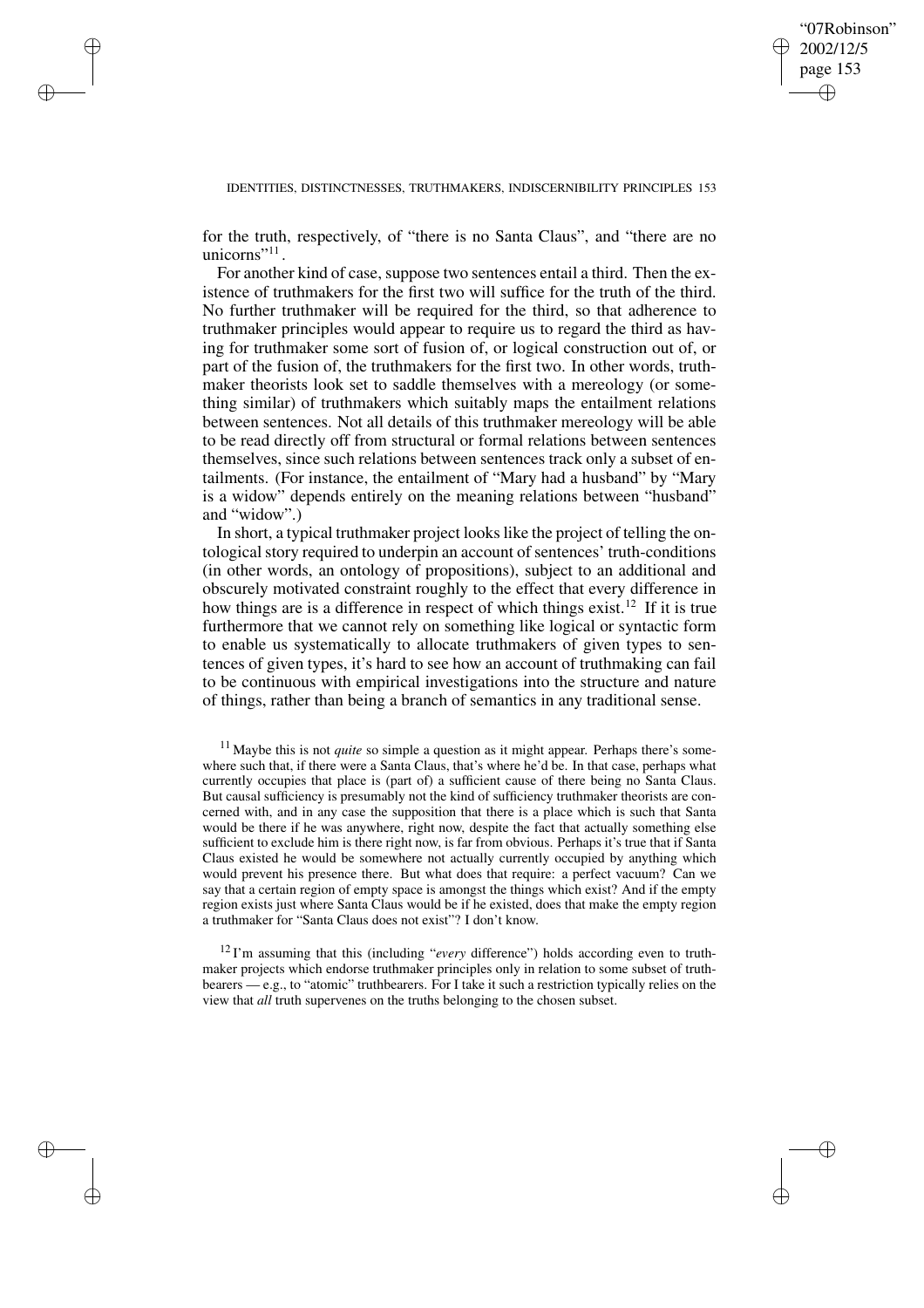for the truth, respectively, of "there is no Santa Claus", and "there are no unicorns"[11].

For another kind of case, suppose two sentences entail a third. Then the existence of truthmakers for the first two will suffice for the truth of the third. No further truthmaker will be required for the third, so that adherence to truthmaker principles would appear to require us to regard the third as having for truthmaker some sort of fusion of, or logical construction out of, or part of the fusion of, the truthmakers for the first two. In other words, truthmaker theorists look set to saddle themselves with a mereology (or something similar) of truthmakers which suitably maps the entailment relations between sentences. Not all details of this truthmaker mereology will be able to be read directly off from structural or formal relations between sentences themselves, since such relations between sentences track only a subset of entailments. (For instance, the entailment of "Mary had a husband" by "Mary is a widow" depends entirely on the meaning relations between "husband" and "widow".)

In short, a typical truthmaker project looks like the project of telling the ontological story required to underpin an account of sentences' truth-conditions (in other words, an ontology of propositions), subject to an additional and obscurely motivated constraint roughly to the effect that every difference in how things are is a difference in respect of which things exist.[12] If it is true furthermore that we cannot rely on something like logical or syntactic form to enable us systematically to allocate truthmakers of given types to sentences of given types, it's hard to see how an account of truthmaking can fail to be continuous with empirical investigations into the structure and nature of things, rather than being a branch of semantics in any traditional sense.

[11] Maybe this is not *quite* so simple a question as it might appear. Perhaps there's somewhere such that, if there were a Santa Claus, that's where he'd be. In that case, perhaps what currently occupies that place is (part of) a sufficient cause of there being no Santa Claus. But causal sufficiency is presumably not the kind of sufficiency truthmaker theorists are concerned with, and in any case the supposition that there is a place which is such that Santa would be there if he was anywhere, right now, despite the fact that actually something else sufficient to exclude him is there right now, is far from obvious. Perhaps it's true that if Santa Claus existed he would be somewhere not actually currently occupied by anything which would prevent his presence there. But what does that require: a perfect vacuum? Can we say that a certain region of empty space is amongst the things which exist? And if the empty region exists just where Santa Claus would be if he existed, does that make the empty region a truthmaker for "Santa Claus does not exist"? I don't know.

[12] I'm assuming that this (including "*every* difference") holds according even to truthmaker projects which endorse truthmaker principles only in relation to some subset of truthbearers — e.g., to "atomic" truthbearers. For I take it such a restriction typically relies on the view that *all* truth supervenes on the truths belonging to the chosen subset.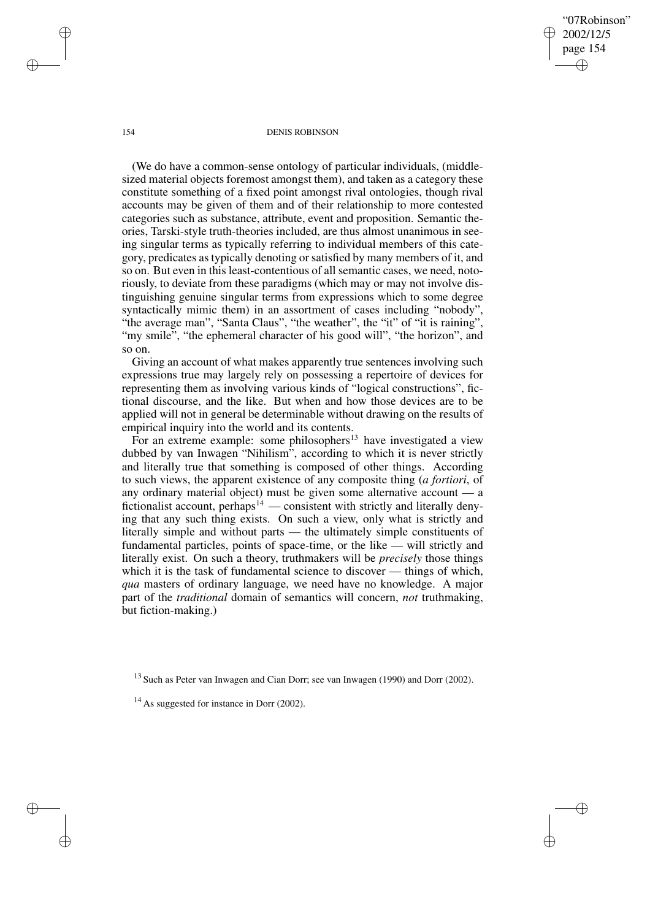(We do have a common-sense ontology of particular individuals, (middle-sized material objects foremost amongst them), and taken as a category these constitute something of a fixed point amongst rival ontologies, though rival accounts may be given of them and of their relationship to more contested categories such as substance, attribute, event and proposition. Semantic theories, Tarski-style truth-theories included, are thus almost unanimous in seeing singular terms as typically referring to individual members of this category, predicates as typically denoting or satisfied by many members of it, and so on. But even in this least-contentious of all semantic cases, we need, notoriously, to deviate from these paradigms (which may or may not involve distinguishing genuine singular terms from expressions which to some degree syntactically mimic them) in an assortment of cases including "nobody", "the average man", "Santa Claus", "the weather", the "it" of "it is raining", "my smile", "the ephemeral character of his good will", "the horizon", and so on.

Giving an account of what makes apparently true sentences involving such expressions true may largely rely on possessing a repertoire of devices for representing them as involving various kinds of "logical constructions", fictional discourse, and the like. But when and how those devices are to be applied will not in general be determinable without drawing on the results of empirical inquiry into the world and its contents.

For an extreme example: some philosophers[13] have investigated a view dubbed by van Inwagen "Nihilism", according to which it is never strictly and literally true that something is composed of other things. According to such views, the apparent existence of any composite thing (*a fortiori*, of any ordinary material object) must be given some alternative account — a fictionalist account, perhaps[14] — consistent with strictly and literally denying that any such thing exists. On such a view, only what is strictly and literally simple and without parts — the ultimately simple constituents of fundamental particles, points of space-time, or the like — will strictly and literally exist. On such a theory, truthmakers will be *precisely* those things which it is the task of fundamental science to discover — things of which, *qua* masters of ordinary language, we need have no knowledge. A major part of the *traditional* domain of semantics will concern, *not* truthmaking, but fiction-making.)

[13] Such as Peter van Inwagen and Cian Dorr; see van Inwagen (1990) and Dorr (2002).

[14] As suggested for instance in Dorr (2002).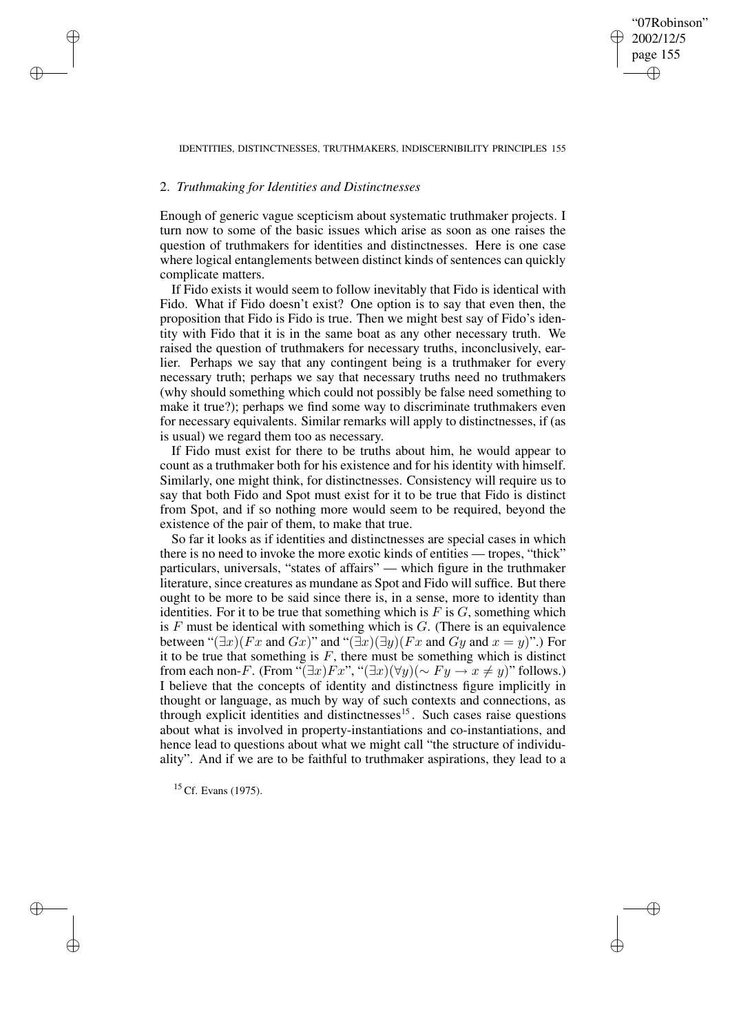## 2. *Truthmaking for Identities and Distinctnesses*

Enough of generic vague scepticism about systematic truthmaker projects. I turn now to some of the basic issues which arise as soon as one raises the question of truthmakers for identities and distinctnesses. Here is one case where logical entanglements between distinct kinds of sentences can quickly complicate matters.

If Fido exists it would seem to follow inevitably that Fido is identical with Fido. What if Fido doesn't exist? One option is to say that even then, the proposition that Fido is Fido is true. Then we might best say of Fido's identity with Fido that it is in the same boat as any other necessary truth. We raised the question of truthmakers for necessary truths, inconclusively, earlier. Perhaps we say that any contingent being is a truthmaker for every necessary truth; perhaps we say that necessary truths need no truthmakers (why should something which could not possibly be false need something to make it true?); perhaps we find some way to discriminate truthmakers even for necessary equivalents. Similar remarks will apply to distinctnesses, if (as is usual) we regard them too as necessary.

If Fido must exist for there to be truths about him, he would appear to count as a truthmaker both for his existence and for his identity with himself. Similarly, one might think, for distinctnesses. Consistency will require us to say that both Fido and Spot must exist for it to be true that Fido is distinct from Spot, and if so nothing more would seem to be required, beyond the existence of the pair of them, to make that true.

So far it looks as if identities and distinctnesses are special cases in which there is no need to invoke the more exotic kinds of entities — tropes, "thick" particulars, universals, "states of affairs" — which figure in the truthmaker literature, since creatures as mundane as Spot and Fido will suffice. But there ought to be more to be said since there is, in a sense, more to identity than identities. For it to be true that something which is $F$ is $G$, something which is $F$ must be identical with something which is $G$. (There is an equivalence between "$(\exists x)(Fx \text{ and } Gx)$" and "$(\exists x)(\exists y)(Fx \text{ and } Gy \text{ and } x = y)$".) For it to be true that something is $F$, there must be something which is distinct from each non-$F$. (From "$(\exists x)Fx$", "$(\exists x)(\forall y)(\sim Fy \rightarrow x \neq y)$" follows.) I believe that the concepts of identity and distinctness figure implicitly in thought or language, as much by way of such contexts and connections, as through explicit identities and distinctnesses[15]. Such cases raise questions about what is involved in property-instantiations and co-instantiations, and hence lead to questions about what we might call "the structure of individuality". And if we are to be faithful to truthmaker aspirations, they lead to a

[15] Cf. Evans (1975).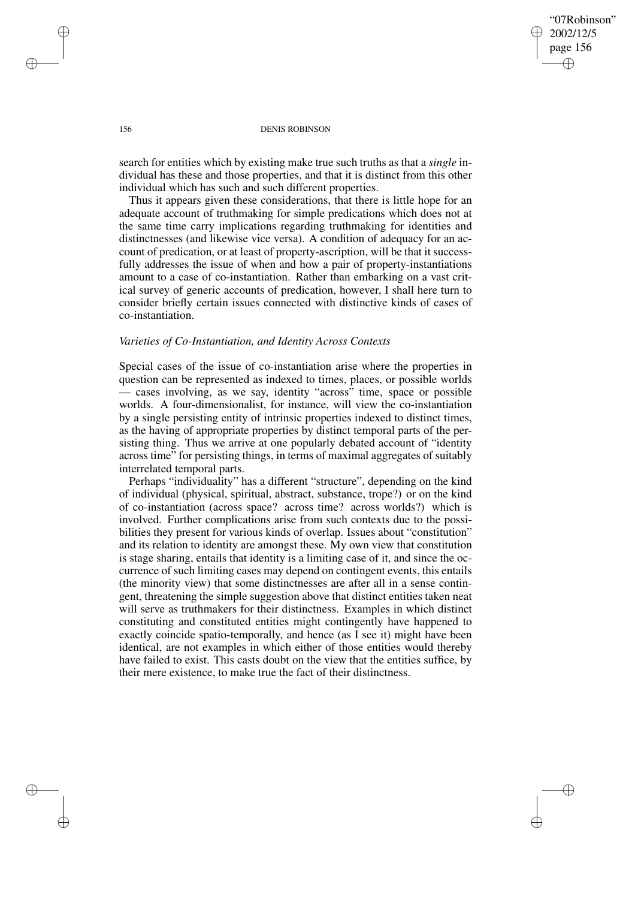search for entities which by existing make true such truths as that a *single* individual has these and those properties, and that it is distinct from this other individual which has such and such different properties.

Thus it appears given these considerations, that there is little hope for an adequate account of truthmaking for simple predications which does not at the same time carry implications regarding truthmaking for identities and distinctnesses (and likewise vice versa). A condition of adequacy for an account of predication, or at least of property-ascription, will be that it successfully addresses the issue of when and how a pair of property-instantiations amount to a case of co-instantiation. Rather than embarking on a vast critical survey of generic accounts of predication, however, I shall here turn to consider briefly certain issues connected with distinctive kinds of cases of co-instantiation.

### *Varieties of Co-Instantiation, and Identity Across Contexts*

Special cases of the issue of co-instantiation arise where the properties in question can be represented as indexed to times, places, or possible worlds — cases involving, as we say, identity "across" time, space or possible worlds. A four-dimensionalist, for instance, will view the co-instantiation by a single persisting entity of intrinsic properties indexed to distinct times, as the having of appropriate properties by distinct temporal parts of the persisting thing. Thus we arrive at one popularly debated account of "identity across time" for persisting things, in terms of maximal aggregates of suitably interrelated temporal parts.

Perhaps "individuality" has a different "structure", depending on the kind of individual (physical, spiritual, abstract, substance, trope?) or on the kind of co-instantiation (across space? across time? across worlds?) which is involved. Further complications arise from such contexts due to the possibilities they present for various kinds of overlap. Issues about "constitution" and its relation to identity are amongst these. My own view that constitution is stage sharing, entails that identity is a limiting case of it, and since the occurrence of such limiting cases may depend on contingent events, this entails (the minority view) that some distinctnesses are after all in a sense contingent, threatening the simple suggestion above that distinct entities taken neat will serve as truthmakers for their distinctness. Examples in which distinct constituting and constituted entities might contingently have happened to exactly coincide spatio-temporally, and hence (as I see it) might have been identical, are not examples in which either of those entities would thereby have failed to exist. This casts doubt on the view that the entities suffice, by their mere existence, to make true the fact of their distinctness.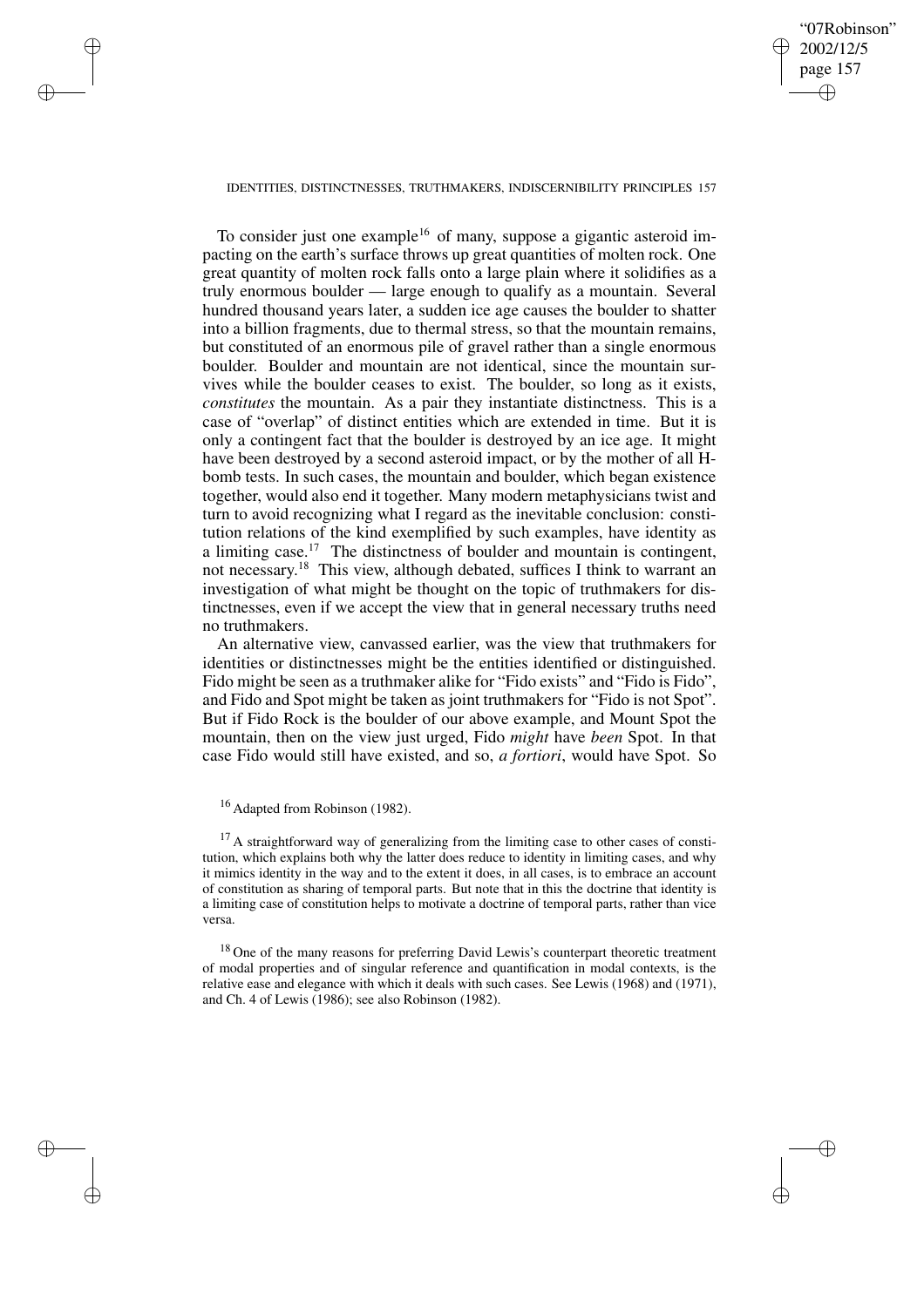To consider just one example[16] of many, suppose a gigantic asteroid impacting on the earth's surface throws up great quantities of molten rock. One great quantity of molten rock falls onto a large plain where it solidifies as a truly enormous boulder — large enough to qualify as a mountain. Several hundred thousand years later, a sudden ice age causes the boulder to shatter into a billion fragments, due to thermal stress, so that the mountain remains, but constituted of an enormous pile of gravel rather than a single enormous boulder. Boulder and mountain are not identical, since the mountain survives while the boulder ceases to exist. The boulder, so long as it exists, *constitutes* the mountain. As a pair they instantiate distinctness. This is a case of "overlap" of distinct entities which are extended in time. But it is only a contingent fact that the boulder is destroyed by an ice age. It might have been destroyed by a second asteroid impact, or by the mother of all H-bomb tests. In such cases, the mountain and boulder, which began existence together, would also end it together. Many modern metaphysicians twist and turn to avoid recognizing what I regard as the inevitable conclusion: constitution relations of the kind exemplified by such examples, have identity as a limiting case.[17] The distinctness of boulder and mountain is contingent, not necessary.[18] This view, although debated, suffices I think to warrant an investigation of what might be thought on the topic of truthmakers for distinctnesses, even if we accept the view that in general necessary truths need no truthmakers.

An alternative view, canvassed earlier, was the view that truthmakers for identities or distinctnesses might be the entities identified or distinguished. Fido might be seen as a truthmaker alike for "Fido exists" and "Fido is Fido", and Fido and Spot might be taken as joint truthmakers for "Fido is not Spot". But if Fido Rock is the boulder of our above example, and Mount Spot the mountain, then on the view just urged, Fido *might* have *been* Spot. In that case Fido would still have existed, and so, *a fortiori*, would have Spot. So

[16] Adapted from Robinson (1982).

[17] A straightforward way of generalizing from the limiting case to other cases of constitution, which explains both why the latter does reduce to identity in limiting cases, and why it mimics identity in the way and to the extent it does, in all cases, is to embrace an account of constitution as sharing of temporal parts. But note that in this the doctrine that identity is a limiting case of constitution helps to motivate a doctrine of temporal parts, rather than vice versa.

[18] One of the many reasons for preferring David Lewis's counterpart theoretic treatment of modal properties and of singular reference and quantification in modal contexts, is the relative ease and elegance with which it deals with such cases. See Lewis (1968) and (1971), and Ch. 4 of Lewis (1986); see also Robinson (1982).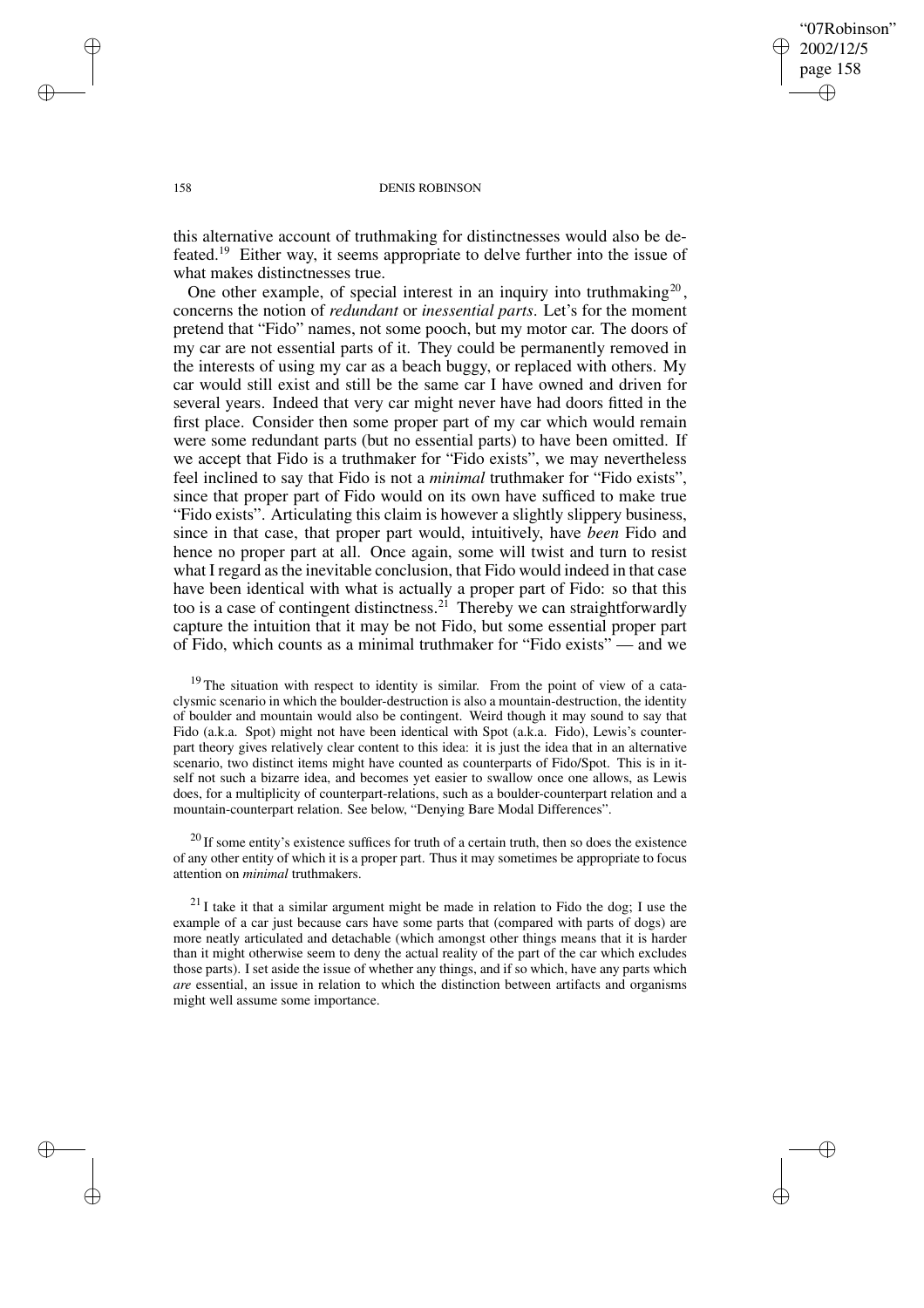this alternative account of truthmaking for distinctnesses would also be defeated.[19] Either way, it seems appropriate to delve further into the issue of what makes distinctnesses true.

One other example, of special interest in an inquiry into truthmaking[20], concerns the notion of *redundant* or *inessential parts*. Let's for the moment pretend that "Fido" names, not some pooch, but my motor car. The doors of my car are not essential parts of it. They could be permanently removed in the interests of using my car as a beach buggy, or replaced with others. My car would still exist and still be the same car I have owned and driven for several years. Indeed that very car might never have had doors fitted in the first place. Consider then some proper part of my car which would remain were some redundant parts (but no essential parts) to have been omitted. If we accept that Fido is a truthmaker for "Fido exists", we may nevertheless feel inclined to say that Fido is not a *minimal* truthmaker for "Fido exists", since that proper part of Fido would on its own have sufficed to make true "Fido exists". Articulating this claim is however a slightly slippery business, since in that case, that proper part would, intuitively, have *been* Fido and hence no proper part at all. Once again, some will twist and turn to resist what I regard as the inevitable conclusion, that Fido would indeed in that case have been identical with what is actually a proper part of Fido: so that this too is a case of contingent distinctness.[21] Thereby we can straightforwardly capture the intuition that it may be not Fido, but some essential proper part of Fido, which counts as a minimal truthmaker for "Fido exists" — and we

[19] The situation with respect to identity is similar. From the point of view of a cataclysmic scenario in which the boulder-destruction is also a mountain-destruction, the identity of boulder and mountain would also be contingent. Weird though it may sound to say that Fido (a.k.a. Spot) might not have been identical with Spot (a.k.a. Fido), Lewis's counterpart theory gives relatively clear content to this idea: it is just the idea that in an alternative scenario, two distinct items might have counted as counterparts of Fido/Spot. This is in itself not such a bizarre idea, and becomes yet easier to swallow once one allows, as Lewis does, for a multiplicity of counterpart-relations, such as a boulder-counterpart relation and a mountain-counterpart relation. See below, "Denying Bare Modal Differences".

[20] If some entity's existence suffices for truth of a certain truth, then so does the existence of any other entity of which it is a proper part. Thus it may sometimes be appropriate to focus attention on *minimal* truthmakers.

[21] I take it that a similar argument might be made in relation to Fido the dog; I use the example of a car just because cars have some parts that (compared with parts of dogs) are more neatly articulated and detachable (which amongst other things means that it is harder than it might otherwise seem to deny the actual reality of the part of the car which excludes those parts). I set aside the issue of whether any things, and if so which, have any parts which *are* essential, an issue in relation to which the distinction between artifacts and organisms might well assume some importance.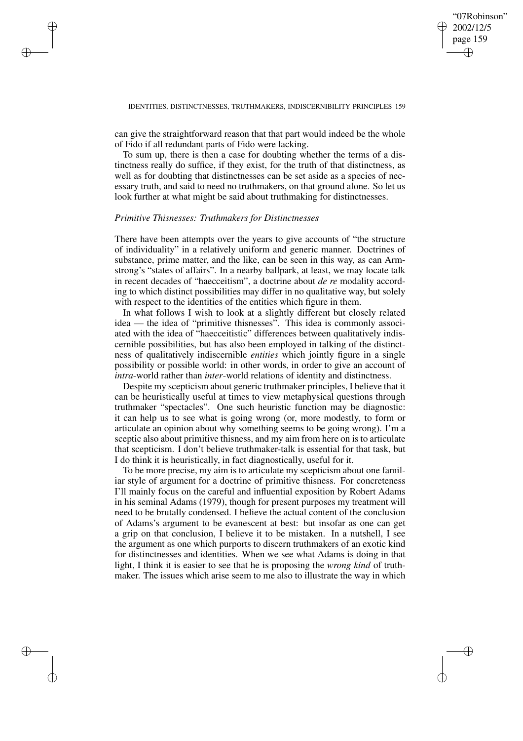can give the straightforward reason that that part would indeed be the whole of Fido if all redundant parts of Fido were lacking.

To sum up, there is then a case for doubting whether the terms of a distinctness really do suffice, if they exist, for the truth of that distinctness, as well as for doubting that distinctnesses can be set aside as a species of necessary truth, and said to need no truthmakers, on that ground alone. So let us look further at what might be said about truthmaking for distinctnesses.

### *Primitive Thisnesses: Truthmakers for Distinctnesses*

There have been attempts over the years to give accounts of "the structure of individuality" in a relatively uniform and generic manner. Doctrines of substance, prime matter, and the like, can be seen in this way, as can Armstrong's "states of affairs". In a nearby ballpark, at least, we may locate talk in recent decades of "haecceitism", a doctrine about *de re* modality according to which distinct possibilities may differ in no qualitative way, but solely with respect to the identities of the entities which figure in them.

In what follows I wish to look at a slightly different but closely related idea — the idea of "primitive thisnesses". This idea is commonly associated with the idea of "haecceitistic" differences between qualitatively indiscernible possibilities, but has also been employed in talking of the distinctness of qualitatively indiscernible *entities* which jointly figure in a single possibility or possible world: in other words, in order to give an account of *intra*-world rather than *inter*-world relations of identity and distinctness.

Despite my scepticism about generic truthmaker principles, I believe that it can be heuristically useful at times to view metaphysical questions through truthmaker "spectacles". One such heuristic function may be diagnostic: it can help us to see what is going wrong (or, more modestly, to form or articulate an opinion about why something seems to be going wrong). I'm a sceptic also about primitive thisness, and my aim from here on is to articulate that scepticism. I don't believe truthmaker-talk is essential for that task, but I do think it is heuristically, in fact diagnostically, useful for it.

To be more precise, my aim is to articulate my scepticism about one familiar style of argument for a doctrine of primitive thisness. For concreteness I'll mainly focus on the careful and influential exposition by Robert Adams in his seminal Adams (1979), though for present purposes my treatment will need to be brutally condensed. I believe the actual content of the conclusion of Adams's argument to be evanescent at best: but insofar as one can get a grip on that conclusion, I believe it to be mistaken. In a nutshell, I see the argument as one which purports to discern truthmakers of an exotic kind for distinctnesses and identities. When we see what Adams is doing in that light, I think it is easier to see that he is proposing the *wrong kind* of truthmaker. The issues which arise seem to me also to illustrate the way in which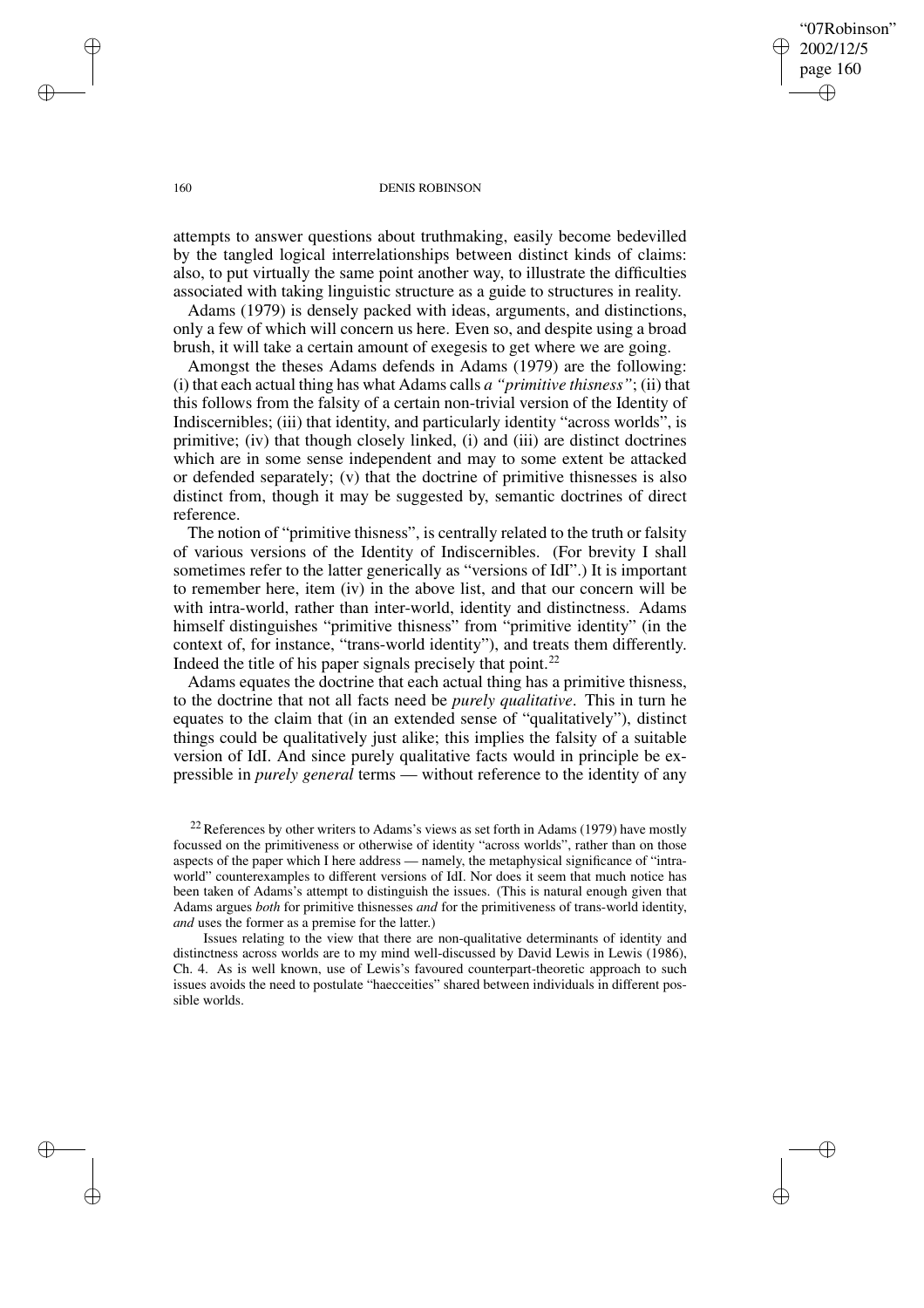attempts to answer questions about truthmaking, easily become bedevilled by the tangled logical interrelationships between distinct kinds of claims: also, to put virtually the same point another way, to illustrate the difficulties associated with taking linguistic structure as a guide to structures in reality.

Adams (1979) is densely packed with ideas, arguments, and distinctions, only a few of which will concern us here. Even so, and despite using a broad brush, it will take a certain amount of exegesis to get where we are going.

Amongst the theses Adams defends in Adams (1979) are the following: (i) that each actual thing has what Adams calls *a "primitive thisness"*; (ii) that this follows from the falsity of a certain non-trivial version of the Identity of Indiscernibles; (iii) that identity, and particularly identity "across worlds", is primitive; (iv) that though closely linked, (i) and (iii) are distinct doctrines which are in some sense independent and may to some extent be attacked or defended separately; (v) that the doctrine of primitive thisnesses is also distinct from, though it may be suggested by, semantic doctrines of direct reference.

The notion of "primitive thisness", is centrally related to the truth or falsity of various versions of the Identity of Indiscernibles. (For brevity I shall sometimes refer to the latter generically as "versions of IdI".) It is important to remember here, item (iv) in the above list, and that our concern will be with intra-world, rather than inter-world, identity and distinctness. Adams himself distinguishes "primitive thisness" from "primitive identity" (in the context of, for instance, "trans-world identity"), and treats them differently. Indeed the title of his paper signals precisely that point.[22]

Adams equates the doctrine that each actual thing has a primitive thisness, to the doctrine that not all facts need be *purely qualitative*. This in turn he equates to the claim that (in an extended sense of "qualitatively"), distinct things could be qualitatively just alike; this implies the falsity of a suitable version of IdI. And since purely qualitative facts would in principle be expressible in *purely general* terms — without reference to the identity of any

[22] References by other writers to Adams's views as set forth in Adams (1979) have mostly focussed on the primitiveness or otherwise of identity "across worlds", rather than on those aspects of the paper which I here address — namely, the metaphysical significance of "intra-world" counterexamples to different versions of IdI. Nor does it seem that much notice has been taken of Adams's attempt to distinguish the issues. (This is natural enough given that Adams argues *both* for primitive thisnesses *and* for the primitiveness of trans-world identity, *and* uses the former as a premise for the latter.)

Issues relating to the view that there are non-qualitative determinants of identity and distinctness across worlds are to my mind well-discussed by David Lewis in Lewis (1986), Ch. 4. As is well known, use of Lewis's favoured counterpart-theoretic approach to such issues avoids the need to postulate "haecceities" shared between individuals in different possible worlds.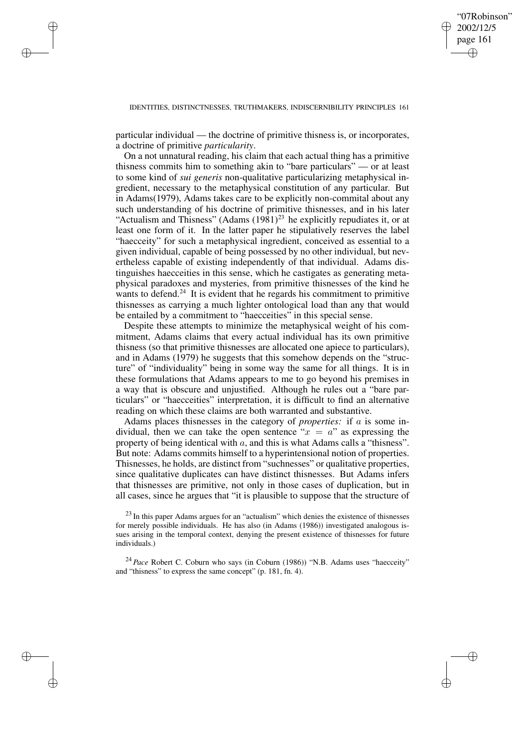particular individual — the doctrine of primitive thisness is, or incorporates, a doctrine of primitive *particularity*.

On a not unnatural reading, his claim that each actual thing has a primitive thisness commits him to something akin to "bare particulars" — or at least to some kind of *sui generis* non-qualitative particularizing metaphysical ingredient, necessary to the metaphysical constitution of any particular. But in Adams(1979), Adams takes care to be explicitly non-commital about any such understanding of his doctrine of primitive thisnesses, and in his later "Actualism and Thisness" (Adams (1981)[23] he explicitly repudiates it, or at least one form of it. In the latter paper he stipulatively reserves the label "haecceity" for such a metaphysical ingredient, conceived as essential to a given individual, capable of being possessed by no other individual, but nevertheless capable of existing independently of that individual. Adams distinguishes haecceities in this sense, which he castigates as generating metaphysical paradoxes and mysteries, from primitive thisnesses of the kind he wants to defend.[24] It is evident that he regards his commitment to primitive thisnesses as carrying a much lighter ontological load than any that would be entailed by a commitment to "haecceities" in this special sense.

Despite these attempts to minimize the metaphysical weight of his commitment, Adams claims that every actual individual has its own primitive thisness (so that primitive thisnesses are allocated one apiece to particulars), and in Adams (1979) he suggests that this somehow depends on the "structure" of "individuality" being in some way the same for all things. It is in these formulations that Adams appears to me to go beyond his premises in a way that is obscure and unjustified. Although he rules out a "bare particulars" or "haecceities" interpretation, it is difficult to find an alternative reading on which these claims are both warranted and substantive.

Adams places thisnesses in the category of *properties:* if $a$ is some individual, then we can take the open sentence "$x = a$" as expressing the property of being identical with $a$, and this is what Adams calls a "thisness". But note: Adams commits himself to a hyperintensional notion of properties. Thisnesses, he holds, are distinct from "suchnesses" or qualitative properties, since qualitative duplicates can have distinct thisnesses. But Adams infers that thisnesses are primitive, not only in those cases of duplication, but in all cases, since he argues that "it is plausible to suppose that the structure of

[23] In this paper Adams argues for an "actualism" which denies the existence of thisnesses for merely possible individuals. He has also (in Adams (1986)) investigated analogous issues arising in the temporal context, denying the present existence of thisnesses for future individuals.)

[24] *Pace* Robert C. Coburn who says (in Coburn (1986)) "N.B. Adams uses "haecceity" and "thisness" to express the same concept" (p. 181, fn. 4).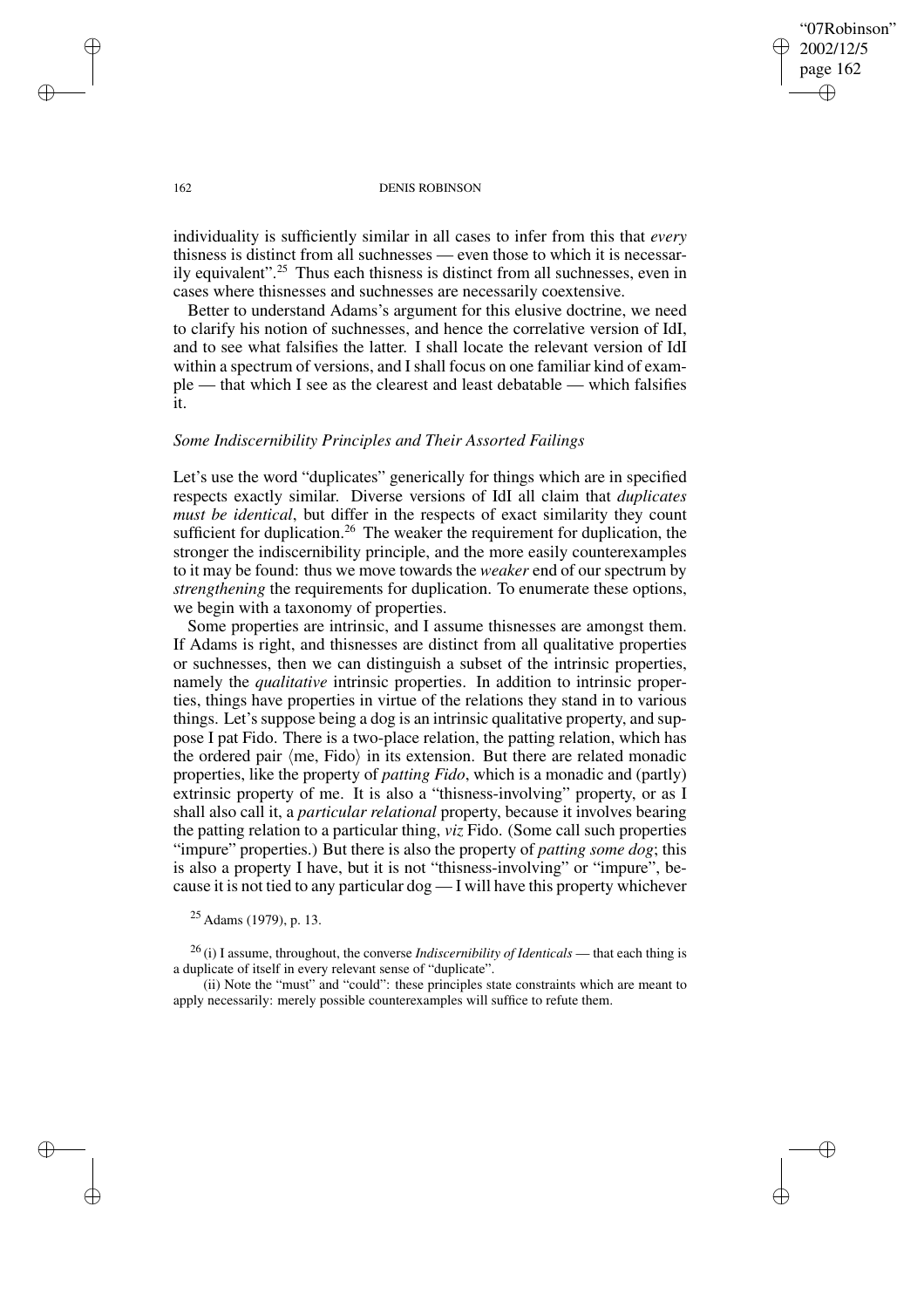individuality is sufficiently similar in all cases to infer from this that *every* thisness is distinct from all suchnesses — even those to which it is necessarily equivalent".[25] Thus each thisness is distinct from all suchnesses, even in cases where thisnesses and suchnesses are necessarily coextensive.

Better to understand Adams's argument for this elusive doctrine, we need to clarify his notion of suchnesses, and hence the correlative version of IdI, and to see what falsifies the latter. I shall locate the relevant version of IdI within a spectrum of versions, and I shall focus on one familiar kind of example — that which I see as the clearest and least debatable — which falsifies it.

### *Some Indiscernibility Principles and Their Assorted Failings*

Let's use the word "duplicates" generically for things which are in specified respects exactly similar. Diverse versions of IdI all claim that *duplicates must be identical*, but differ in the respects of exact similarity they count sufficient for duplication.[26] The weaker the requirement for duplication, the stronger the indiscernibility principle, and the more easily counterexamples to it may be found: thus we move towards the *weaker* end of our spectrum by *strengthening* the requirements for duplication. To enumerate these options, we begin with a taxonomy of properties.

Some properties are intrinsic, and I assume thisnesses are amongst them. If Adams is right, and thisnesses are distinct from all qualitative properties or suchnesses, then we can distinguish a subset of the intrinsic properties, namely the *qualitative* intrinsic properties. In addition to intrinsic properties, things have properties in virtue of the relations they stand in to various things. Let's suppose being a dog is an intrinsic qualitative property, and suppose I pat Fido. There is a two-place relation, the patting relation, which has the ordered pair $\langle$me, Fido$\rangle$ in its extension. But there are related monadic properties, like the property of *patting Fido*, which is a monadic and (partly) extrinsic property of me. It is also a "thisness-involving" property, or as I shall also call it, a *particular relational* property, because it involves bearing the patting relation to a particular thing, *viz* Fido. (Some call such properties "impure" properties.) But there is also the property of *patting some dog*; this is also a property I have, but it is not "thisness-involving" or "impure", because it is not tied to any particular dog — I will have this property whichever

---

[25] Adams (1979), p. 13.

[26] (i) I assume, throughout, the converse *Indiscernibility of Identicals* — that each thing is a duplicate of itself in every relevant sense of "duplicate".

(ii) Note the "must" and "could": these principles state constraints which are meant to apply necessarily: merely possible counterexamples will suffice to refute them.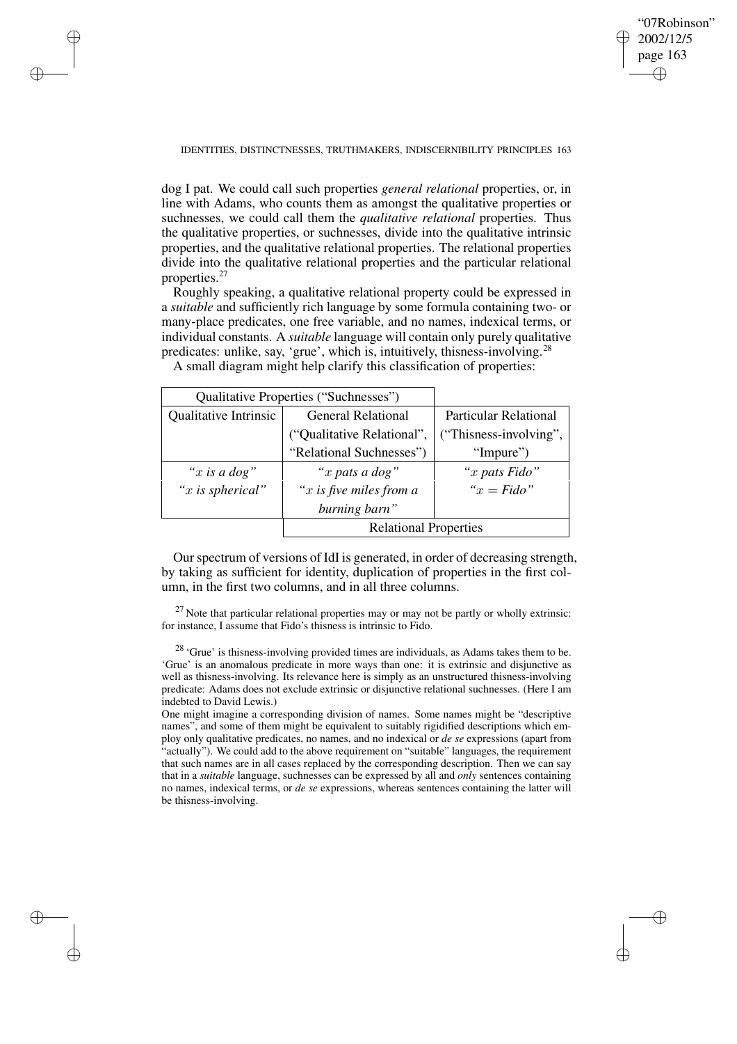dog I pat. We could call such properties *general relational* properties, or, in line with Adams, who counts them as amongst the qualitative properties or suchnesses, we could call them the *qualitative relational* properties. Thus the qualitative properties, or suchnesses, divide into the qualitative intrinsic properties, and the qualitative relational properties. The relational properties divide into the qualitative relational properties and the particular relational properties.[27]

Roughly speaking, a qualitative relational property could be expressed in a *suitable* and sufficiently rich language by some formula containing two- or many-place predicates, one free variable, and no names, indexical terms, or individual constants. A *suitable* language will contain only purely qualitative predicates: unlike, say, 'grue', which is, intuitively, thisness-involving.[28]

A small diagram might help clarify this classification of properties:

| Qualitative Properties ("Suchnesses") | | |
|---|---|---|
| Qualitative Intrinsic | General Relational ("Qualitative Relational", "Relational Suchnesses") | Particular Relational ("Thisness-involving", "Impure") |
| "$x$ *is a dog*" "$x$ *is spherical*" | "$x$ *pats a dog*" "$x$ *is five miles from a burning barn*" | "$x$ *pats Fido*" "$x =$ *Fido*" |
| | Relational Properties | |

Our spectrum of versions of IdI is generated, in order of decreasing strength, by taking as sufficient for identity, duplication of properties in the first column, in the first two columns, and in all three columns.

[27] Note that particular relational properties may or may not be partly or wholly extrinsic: for instance, I assume that Fido's thisness is intrinsic to Fido.

[28] 'Grue' is thisness-involving provided times are individuals, as Adams takes them to be. 'Grue' is an anomalous predicate in more ways than one: it is extrinsic and disjunctive as well as thisness-involving. Its relevance here is simply as an unstructured thisness-involving predicate: Adams does not exclude extrinsic or disjunctive relational suchnesses. (Here I am indebted to David Lewis.)

One might imagine a corresponding division of names. Some names might be "descriptive names", and some of them might be equivalent to suitably rigidified descriptions which employ only qualitative predicates, no names, and no indexical or *de se* expressions (apart from "actually"). We could add to the above requirement on "suitable" languages, the requirement that such names are in all cases replaced by the corresponding description. Then we can say that in a *suitable* language, suchnesses can be expressed by all and *only* sentences containing no names, indexical terms, or *de se* expressions, whereas sentences containing the latter will be thisness-involving.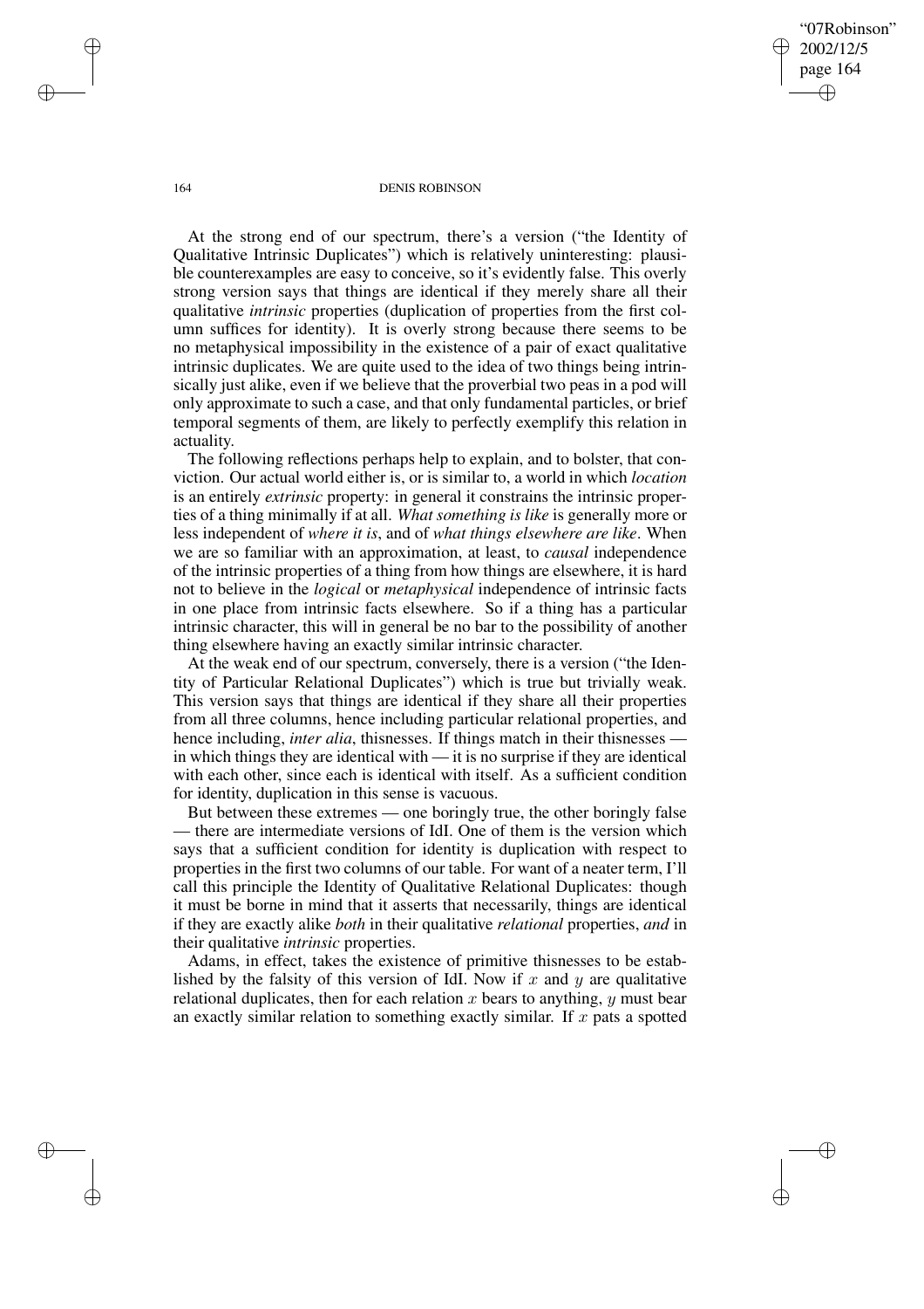At the strong end of our spectrum, there's a version ("the Identity of Qualitative Intrinsic Duplicates") which is relatively uninteresting: plausible counterexamples are easy to conceive, so it's evidently false. This overly strong version says that things are identical if they merely share all their qualitative *intrinsic* properties (duplication of properties from the first column suffices for identity). It is overly strong because there seems to be no metaphysical impossibility in the existence of a pair of exact qualitative intrinsic duplicates. We are quite used to the idea of two things being intrinsically just alike, even if we believe that the proverbial two peas in a pod will only approximate to such a case, and that only fundamental particles, or brief temporal segments of them, are likely to perfectly exemplify this relation in actuality.

The following reflections perhaps help to explain, and to bolster, that conviction. Our actual world either is, or is similar to, a world in which *location* is an entirely *extrinsic* property: in general it constrains the intrinsic properties of a thing minimally if at all. *What something is like* is generally more or less independent of *where it is*, and of *what things elsewhere are like*. When we are so familiar with an approximation, at least, to *causal* independence of the intrinsic properties of a thing from how things are elsewhere, it is hard not to believe in the *logical* or *metaphysical* independence of intrinsic facts in one place from intrinsic facts elsewhere. So if a thing has a particular intrinsic character, this will in general be no bar to the possibility of another thing elsewhere having an exactly similar intrinsic character.

At the weak end of our spectrum, conversely, there is a version ("the Identity of Particular Relational Duplicates") which is true but trivially weak. This version says that things are identical if they share all their properties from all three columns, hence including particular relational properties, and hence including, *inter alia*, thisnesses. If things match in their thisnesses — in which things they are identical with — it is no surprise if they are identical with each other, since each is identical with itself. As a sufficient condition for identity, duplication in this sense is vacuous.

But between these extremes — one boringly true, the other boringly false — there are intermediate versions of IdI. One of them is the version which says that a sufficient condition for identity is duplication with respect to properties in the first two columns of our table. For want of a neater term, I'll call this principle the Identity of Qualitative Relational Duplicates: though it must be borne in mind that it asserts that necessarily, things are identical if they are exactly alike *both* in their qualitative *relational* properties, *and* in their qualitative *intrinsic* properties.

Adams, in effect, takes the existence of primitive thisnesses to be established by the falsity of this version of IdI. Now if $x$ and $y$ are qualitative relational duplicates, then for each relation $x$ bears to anything, $y$ must bear an exactly similar relation to something exactly similar. If $x$ pats a spotted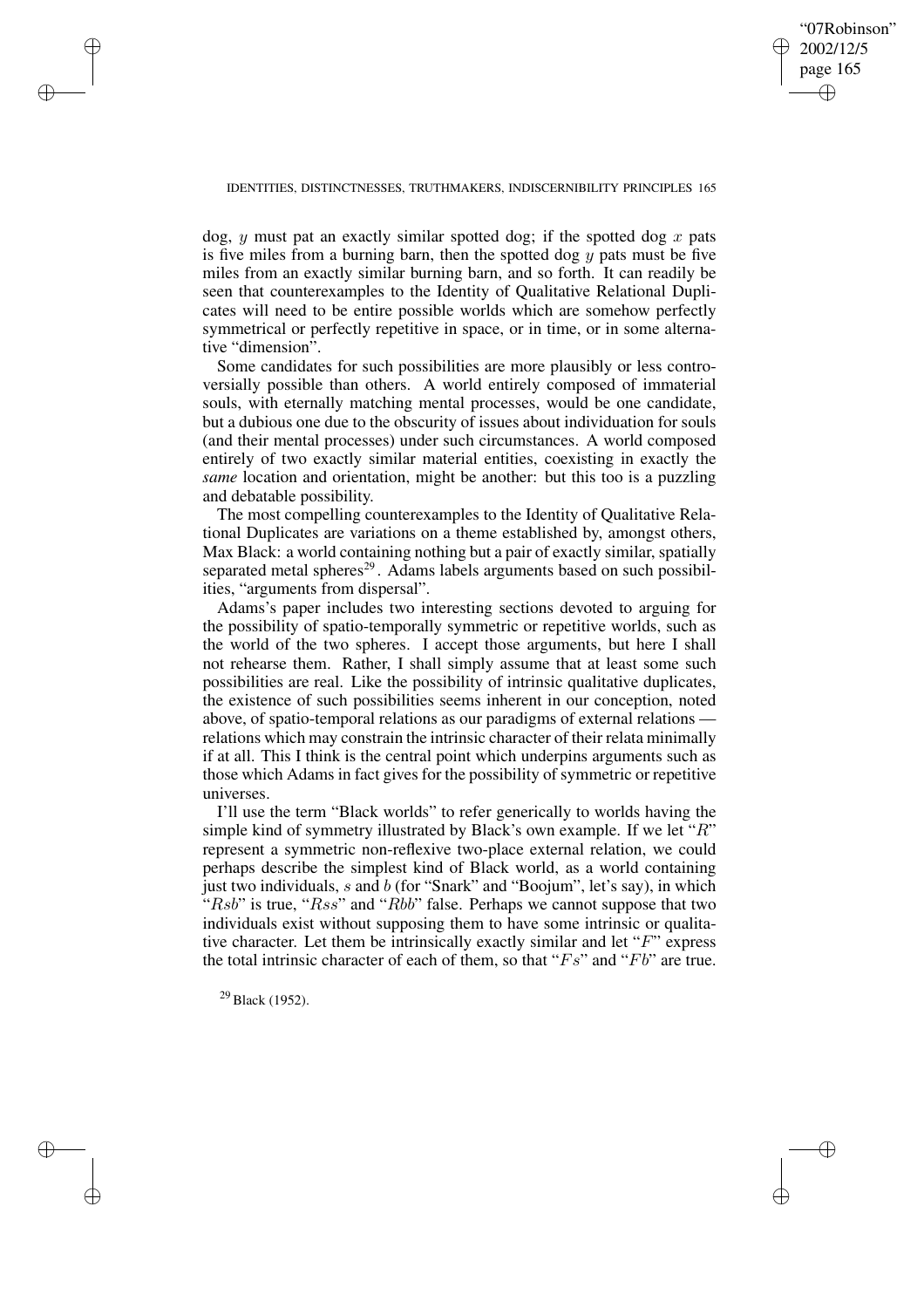dog, $y$ must pat an exactly similar spotted dog; if the spotted dog $x$ pats is five miles from a burning barn, then the spotted dog $y$ pats must be five miles from an exactly similar burning barn, and so forth. It can readily be seen that counterexamples to the Identity of Qualitative Relational Duplicates will need to be entire possible worlds which are somehow perfectly symmetrical or perfectly repetitive in space, or in time, or in some alternative "dimension".

Some candidates for such possibilities are more plausibly or less controversially possible than others. A world entirely composed of immaterial souls, with eternally matching mental processes, would be one candidate, but a dubious one due to the obscurity of issues about individuation for souls (and their mental processes) under such circumstances. A world composed entirely of two exactly similar material entities, coexisting in exactly the *same* location and orientation, might be another: but this too is a puzzling and debatable possibility.

The most compelling counterexamples to the Identity of Qualitative Relational Duplicates are variations on a theme established by, amongst others, Max Black: a world containing nothing but a pair of exactly similar, spatially separated metal spheres[29]. Adams labels arguments based on such possibilities, "arguments from dispersal".

Adams's paper includes two interesting sections devoted to arguing for the possibility of spatio-temporally symmetric or repetitive worlds, such as the world of the two spheres. I accept those arguments, but here I shall not rehearse them. Rather, I shall simply assume that at least some such possibilities are real. Like the possibility of intrinsic qualitative duplicates, the existence of such possibilities seems inherent in our conception, noted above, of spatio-temporal relations as our paradigms of external relations — relations which may constrain the intrinsic character of their relata minimally if at all. This I think is the central point which underpins arguments such as those which Adams in fact gives for the possibility of symmetric or repetitive universes.

I'll use the term "Black worlds" to refer generically to worlds having the simple kind of symmetry illustrated by Black's own example. If we let "$R$" represent a symmetric non-reflexive two-place external relation, we could perhaps describe the simplest kind of Black world, as a world containing just two individuals, $s$ and $b$ (for "Snark" and "Boojum", let's say), in which "$Rsb$" is true, "$Rss$" and "$Rbb$" false. Perhaps we cannot suppose that two individuals exist without supposing them to have some intrinsic or qualitative character. Let them be intrinsically exactly similar and let "$F$" express the total intrinsic character of each of them, so that "$Fs$" and "$Fb$" are true.

[29] Black (1952).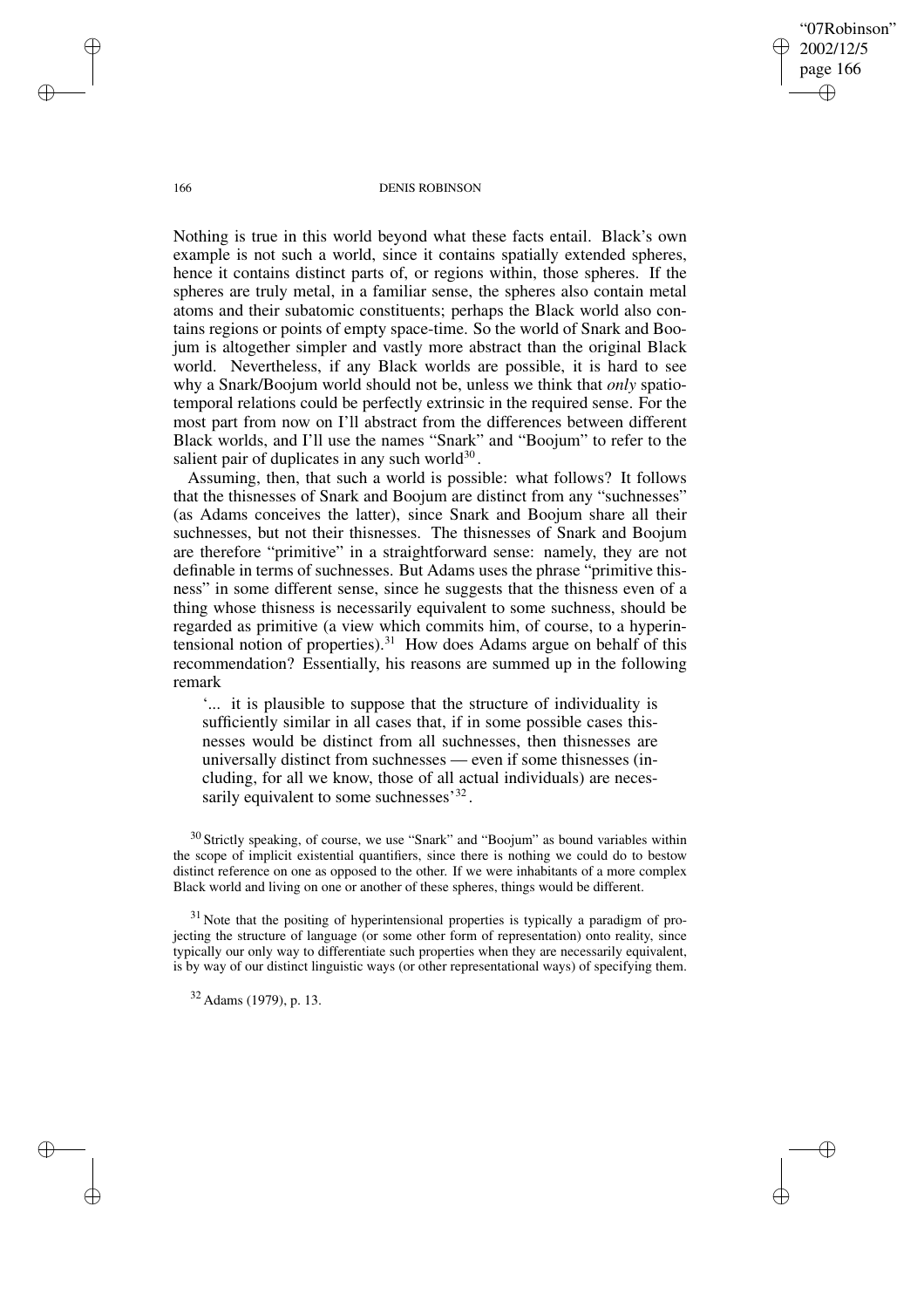Nothing is true in this world beyond what these facts entail. Black's own example is not such a world, since it contains spatially extended spheres, hence it contains distinct parts of, or regions within, those spheres. If the spheres are truly metal, in a familiar sense, the spheres also contain metal atoms and their subatomic constituents; perhaps the Black world also contains regions or points of empty space-time. So the world of Snark and Boojum is altogether simpler and vastly more abstract than the original Black world. Nevertheless, if any Black worlds are possible, it is hard to see why a Snark/Boojum world should not be, unless we think that *only* spatiotemporal relations could be perfectly extrinsic in the required sense. For the most part from now on I'll abstract from the differences between different Black worlds, and I'll use the names "Snark" and "Boojum" to refer to the salient pair of duplicates in any such world[30].

Assuming, then, that such a world is possible: what follows? It follows that the thisnesses of Snark and Boojum are distinct from any "suchnesses" (as Adams conceives the latter), since Snark and Boojum share all their suchnesses, but not their thisnesses. The thisnesses of Snark and Boojum are therefore "primitive" in a straightforward sense: namely, they are not definable in terms of suchnesses. But Adams uses the phrase "primitive thisness" in some different sense, since he suggests that the thisness even of a thing whose thisness is necessarily equivalent to some suchness, should be regarded as primitive (a view which commits him, of course, to a hyperintensional notion of properties).[31] How does Adams argue on behalf of this recommendation? Essentially, his reasons are summed up in the following remark

> '... it is plausible to suppose that the structure of individuality is sufficiently similar in all cases that, if in some possible cases thisnesses would be distinct from all suchnesses, then thisnesses are universally distinct from suchnesses — even if some thisnesses (including, for all we know, those of all actual individuals) are necessarily equivalent to some suchnesses'[32].

[30] Strictly speaking, of course, we use "Snark" and "Boojum" as bound variables within the scope of implicit existential quantifiers, since there is nothing we could do to bestow distinct reference on one as opposed to the other. If we were inhabitants of a more complex Black world and living on one or another of these spheres, things would be different.

[31] Note that the positing of hyperintensional properties is typically a paradigm of projecting the structure of language (or some other form of representation) onto reality, since typically our only way to differentiate such properties when they are necessarily equivalent, is by way of our distinct linguistic ways (or other representational ways) of specifying them.

[32] Adams (1979), p. 13.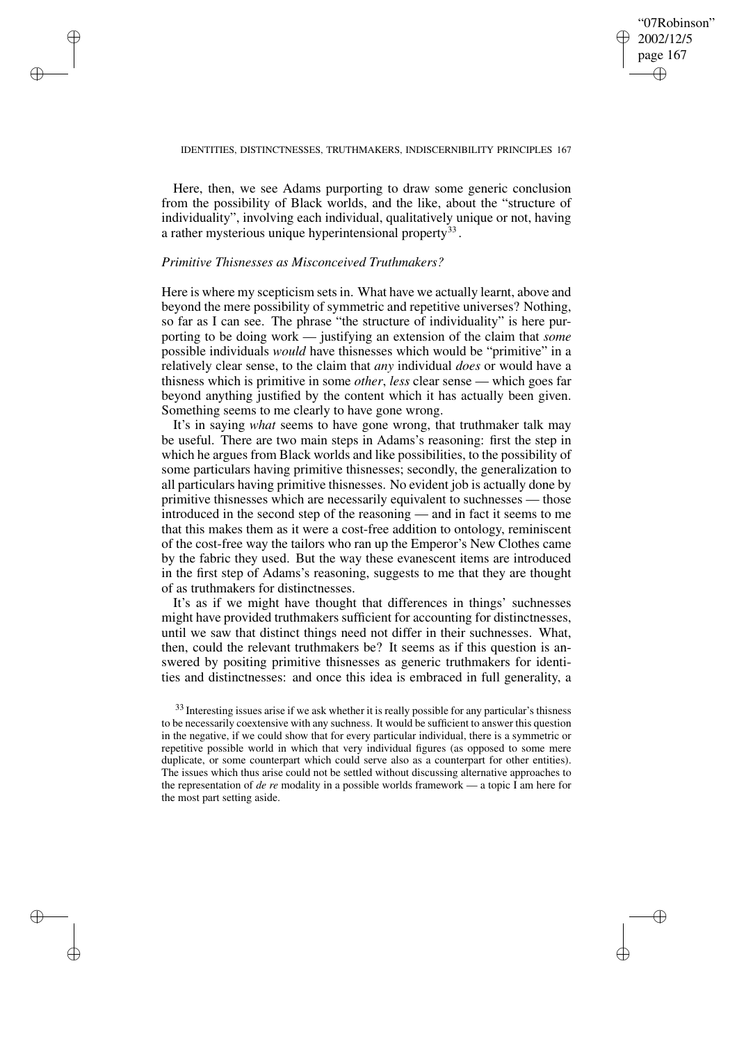Here, then, we see Adams purporting to draw some generic conclusion from the possibility of Black worlds, and the like, about the "structure of individuality", involving each individual, qualitatively unique or not, having a rather mysterious unique hyperintensional property[33].

### *Primitive Thisnesses as Misconceived Truthmakers?*

Here is where my scepticism sets in. What have we actually learnt, above and beyond the mere possibility of symmetric and repetitive universes? Nothing, so far as I can see. The phrase "the structure of individuality" is here purporting to be doing work — justifying an extension of the claim that *some* possible individuals *would* have thisnesses which would be "primitive" in a relatively clear sense, to the claim that *any* individual *does* or would have a thisness which is primitive in some *other*, *less* clear sense — which goes far beyond anything justified by the content which it has actually been given. Something seems to me clearly to have gone wrong.

It's in saying *what* seems to have gone wrong, that truthmaker talk may be useful. There are two main steps in Adams's reasoning: first the step in which he argues from Black worlds and like possibilities, to the possibility of some particulars having primitive thisnesses; secondly, the generalization to all particulars having primitive thisnesses. No evident job is actually done by primitive thisnesses which are necessarily equivalent to suchnesses — those introduced in the second step of the reasoning — and in fact it seems to me that this makes them as it were a cost-free addition to ontology, reminiscent of the cost-free way the tailors who ran up the Emperor's New Clothes came by the fabric they used. But the way these evanescent items are introduced in the first step of Adams's reasoning, suggests to me that they are thought of as truthmakers for distinctnesses.

It's as if we might have thought that differences in things' suchnesses might have provided truthmakers sufficient for accounting for distinctnesses, until we saw that distinct things need not differ in their suchnesses. What, then, could the relevant truthmakers be? It seems as if this question is answered by positing primitive thisnesses as generic truthmakers for identities and distinctnesses: and once this idea is embraced in full generality, a

[33] Interesting issues arise if we ask whether it is really possible for any particular's thisness to be necessarily coextensive with any suchness. It would be sufficient to answer this question in the negative, if we could show that for every particular individual, there is a symmetric or repetitive possible world in which that very individual figures (as opposed to some mere duplicate, or some counterpart which could serve also as a counterpart for other entities). The issues which thus arise could not be settled without discussing alternative approaches to the representation of *de re* modality in a possible worlds framework — a topic I am here for the most part setting aside.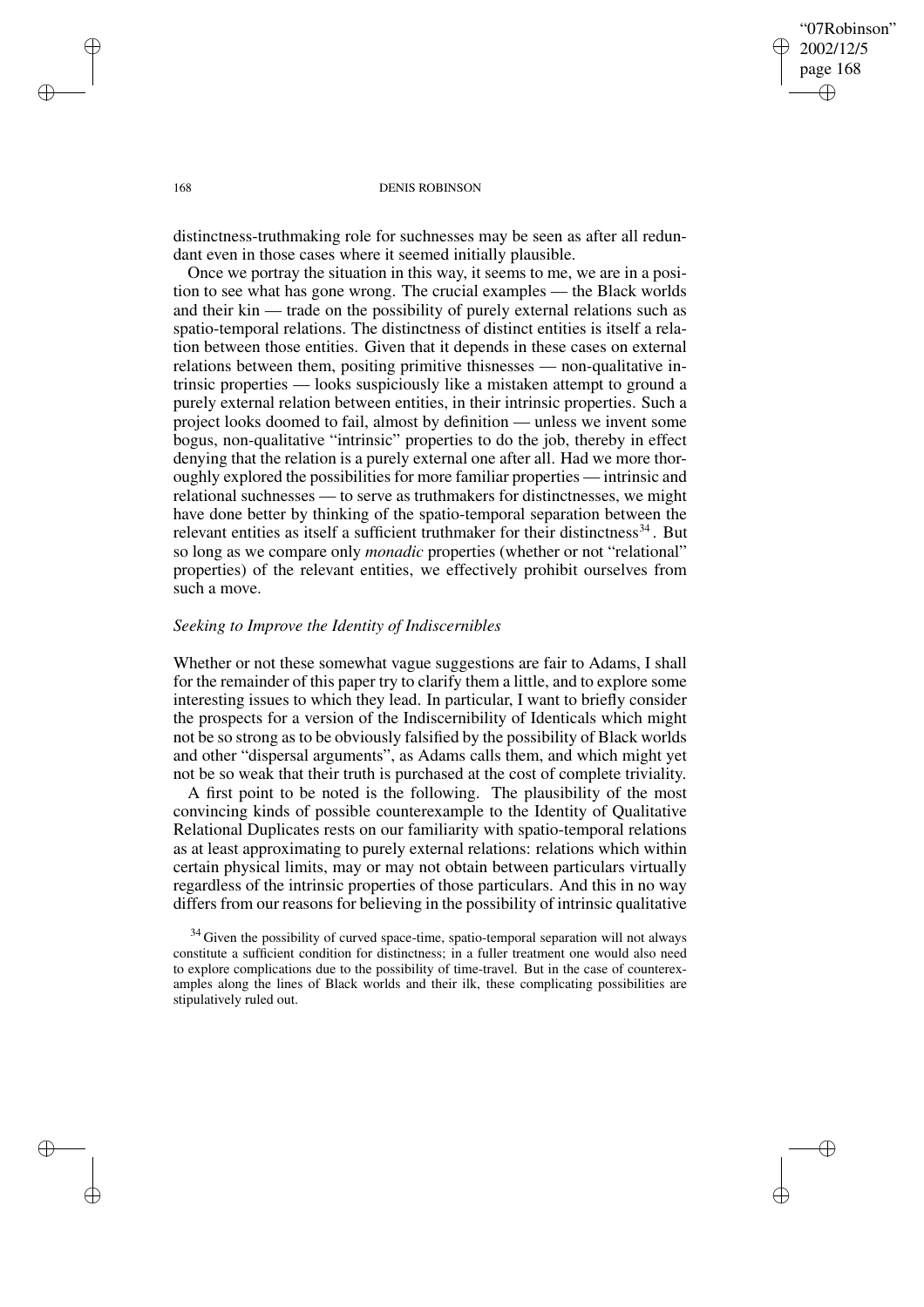distinctness-truthmaking role for suchnesses may be seen as after all redundant even in those cases where it seemed initially plausible.

Once we portray the situation in this way, it seems to me, we are in a position to see what has gone wrong. The crucial examples — the Black worlds and their kin — trade on the possibility of purely external relations such as spatio-temporal relations. The distinctness of distinct entities is itself a relation between those entities. Given that it depends in these cases on external relations between them, positing primitive thisnesses — non-qualitative intrinsic properties — looks suspiciously like a mistaken attempt to ground a purely external relation between entities, in their intrinsic properties. Such a project looks doomed to fail, almost by definition — unless we invent some bogus, non-qualitative "intrinsic" properties to do the job, thereby in effect denying that the relation is a purely external one after all. Had we more thoroughly explored the possibilities for more familiar properties — intrinsic and relational suchnesses — to serve as truthmakers for distinctnesses, we might have done better by thinking of the spatio-temporal separation between the relevant entities as itself a sufficient truthmaker for their distinctness[34]. But so long as we compare only *monadic* properties (whether or not "relational" properties) of the relevant entities, we effectively prohibit ourselves from such a move.

### *Seeking to Improve the Identity of Indiscernibles*

Whether or not these somewhat vague suggestions are fair to Adams, I shall for the remainder of this paper try to clarify them a little, and to explore some interesting issues to which they lead. In particular, I want to briefly consider the prospects for a version of the Indiscernibility of Identicals which might not be so strong as to be obviously falsified by the possibility of Black worlds and other "dispersal arguments", as Adams calls them, and which might yet not be so weak that their truth is purchased at the cost of complete triviality.

A first point to be noted is the following. The plausibility of the most convincing kinds of possible counterexample to the Identity of Qualitative Relational Duplicates rests on our familiarity with spatio-temporal relations as at least approximating to purely external relations: relations which within certain physical limits, may or may not obtain between particulars virtually regardless of the intrinsic properties of those particulars. And this in no way differs from our reasons for believing in the possibility of intrinsic qualitative

[34] Given the possibility of curved space-time, spatio-temporal separation will not always constitute a sufficient condition for distinctness; in a fuller treatment one would also need to explore complications due to the possibility of time-travel. But in the case of counterexamples along the lines of Black worlds and their ilk, these complicating possibilities are stipulatively ruled out.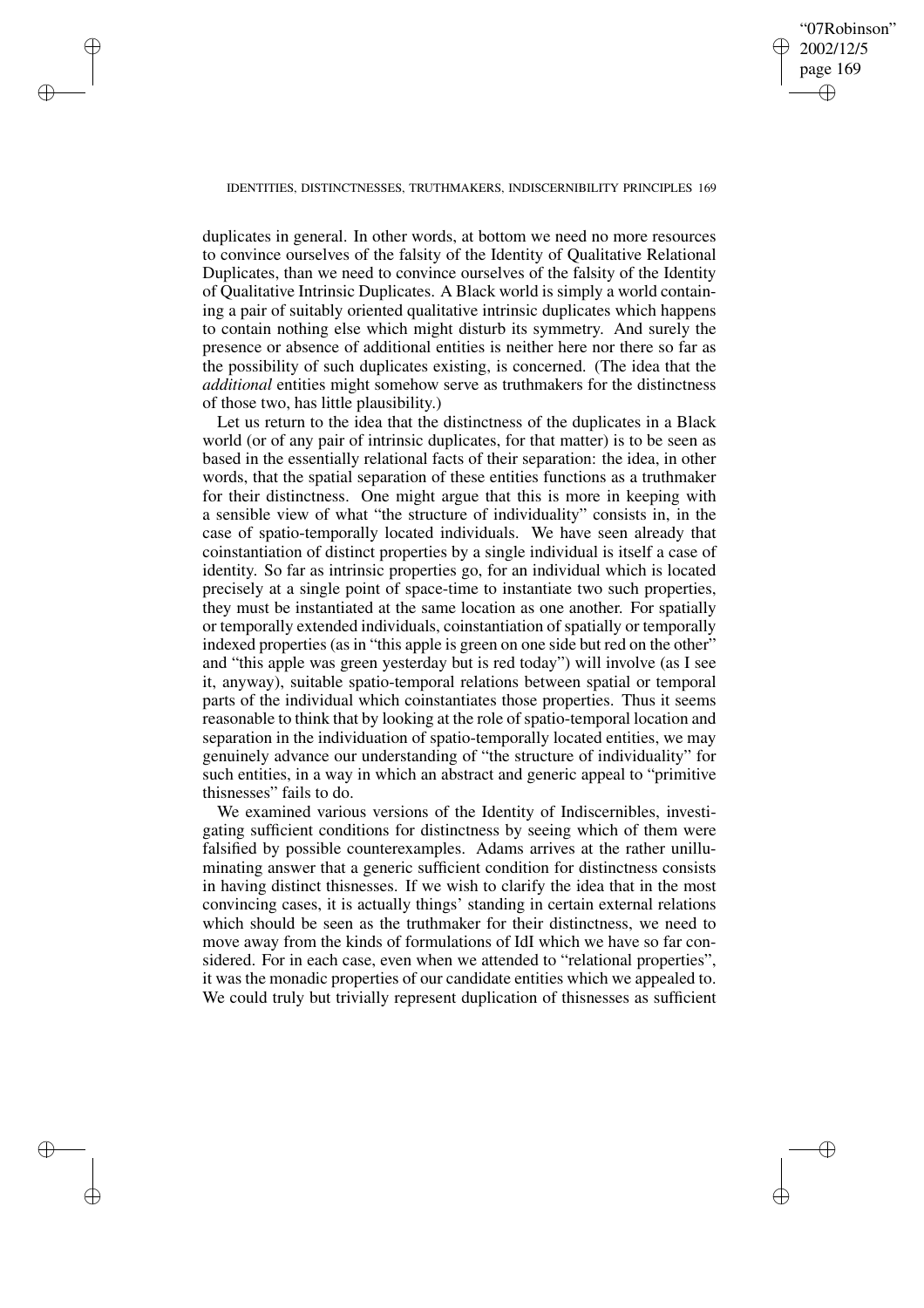duplicates in general. In other words, at bottom we need no more resources to convince ourselves of the falsity of the Identity of Qualitative Relational Duplicates, than we need to convince ourselves of the falsity of the Identity of Qualitative Intrinsic Duplicates. A Black world is simply a world containing a pair of suitably oriented qualitative intrinsic duplicates which happens to contain nothing else which might disturb its symmetry. And surely the presence or absence of additional entities is neither here nor there so far as the possibility of such duplicates existing, is concerned. (The idea that the *additional* entities might somehow serve as truthmakers for the distinctness of those two, has little plausibility.)

Let us return to the idea that the distinctness of the duplicates in a Black world (or of any pair of intrinsic duplicates, for that matter) is to be seen as based in the essentially relational facts of their separation: the idea, in other words, that the spatial separation of these entities functions as a truthmaker for their distinctness. One might argue that this is more in keeping with a sensible view of what "the structure of individuality" consists in, in the case of spatio-temporally located individuals. We have seen already that coinstantiation of distinct properties by a single individual is itself a case of identity. So far as intrinsic properties go, for an individual which is located precisely at a single point of space-time to instantiate two such properties, they must be instantiated at the same location as one another. For spatially or temporally extended individuals, coinstantiation of spatially or temporally indexed properties (as in "this apple is green on one side but red on the other" and "this apple was green yesterday but is red today") will involve (as I see it, anyway), suitable spatio-temporal relations between spatial or temporal parts of the individual which coinstantiates those properties. Thus it seems reasonable to think that by looking at the role of spatio-temporal location and separation in the individuation of spatio-temporally located entities, we may genuinely advance our understanding of "the structure of individuality" for such entities, in a way in which an abstract and generic appeal to "primitive thisnesses" fails to do.

We examined various versions of the Identity of Indiscernibles, investigating sufficient conditions for distinctness by seeing which of them were falsified by possible counterexamples. Adams arrives at the rather unilluminating answer that a generic sufficient condition for distinctness consists in having distinct thisnesses. If we wish to clarify the idea that in the most convincing cases, it is actually things' standing in certain external relations which should be seen as the truthmaker for their distinctness, we need to move away from the kinds of formulations of IdI which we have so far considered. For in each case, even when we attended to "relational properties", it was the monadic properties of our candidate entities which we appealed to. We could truly but trivially represent duplication of thisnesses as sufficient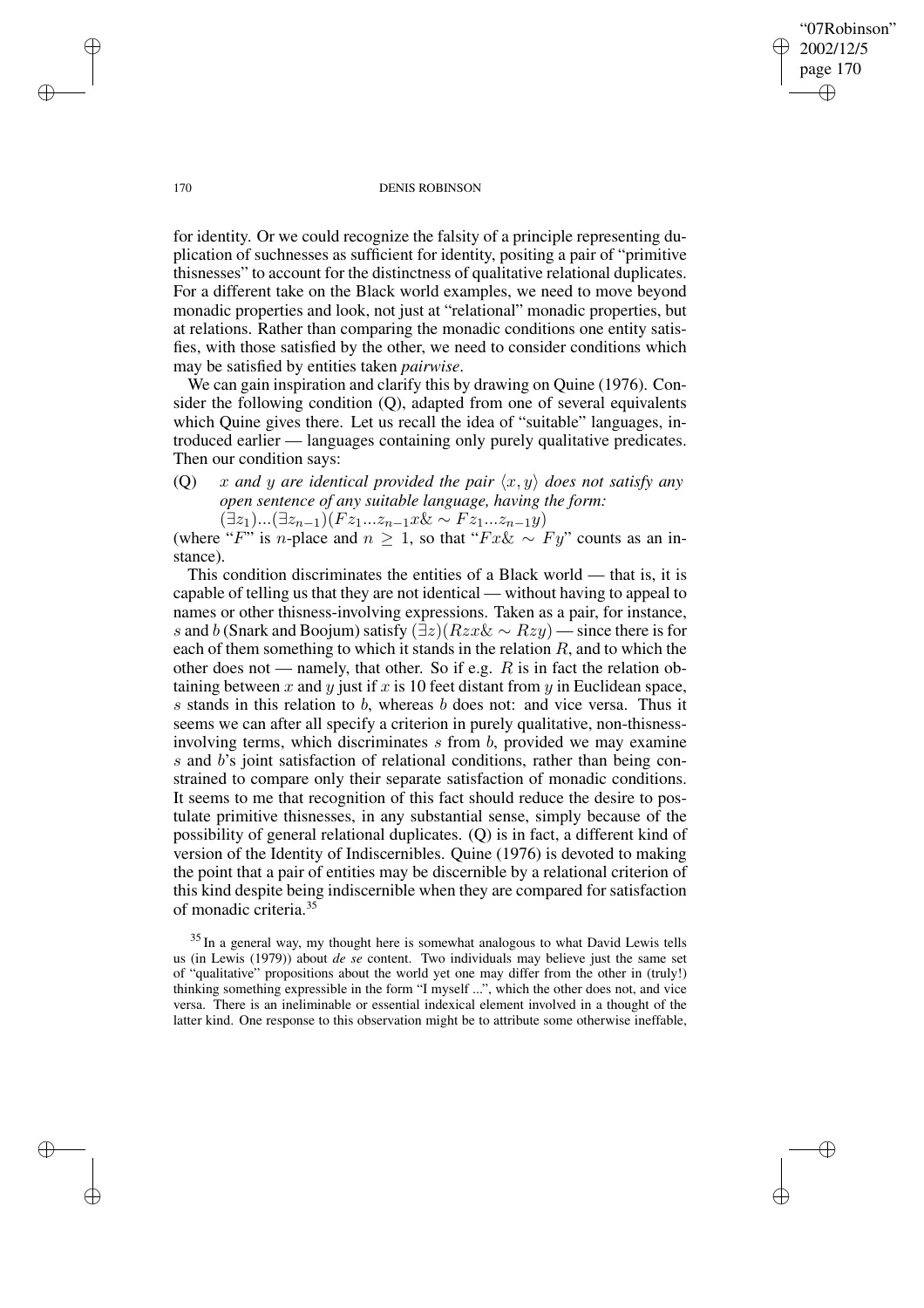for identity. Or we could recognize the falsity of a principle representing duplication of suchnesses as sufficient for identity, positing a pair of "primitive thisnesses" to account for the distinctness of qualitative relational duplicates. For a different take on the Black world examples, we need to move beyond monadic properties and look, not just at "relational" monadic properties, but at relations. Rather than comparing the monadic conditions one entity satisfies, with those satisfied by the other, we need to consider conditions which may be satisfied by entities taken *pairwise*.

We can gain inspiration and clarify this by drawing on Quine (1976). Consider the following condition (Q), adapted from one of several equivalents which Quine gives there. Let us recall the idea of "suitable" languages, introduced earlier — languages containing only purely qualitative predicates. Then our condition says:

(Q) *$x$ and $y$ are identical provided the pair $\langle x, y \rangle$ does not satisfy any open sentence of any suitable language, having the form:*
$(\exists z_1)...(\exists z_{n-1})(Fz_1...z_{n-1}x \& \sim Fz_1...z_{n-1}y)$

(where "$F$" is $n$-place and $n \geq 1$, so that "$Fx \& \sim Fy$" counts as an instance).

This condition discriminates the entities of a Black world — that is, it is capable of telling us that they are not identical — without having to appeal to names or other thisness-involving expressions. Taken as a pair, for instance, $s$ and $b$ (Snark and Boojum) satisfy $(\exists z)(Rzx \& \sim Rzy)$ — since there is for each of them something to which it stands in the relation $R$, and to which the other does not — namely, that other. So if e.g. $R$ is in fact the relation obtaining between $x$ and $y$ just if $x$ is 10 feet distant from $y$ in Euclidean space, $s$ stands in this relation to $b$, whereas $b$ does not: and vice versa. Thus it seems we can after all specify a criterion in purely qualitative, non-thisness-involving terms, which discriminates $s$ from $b$, provided we may examine $s$ and $b$'s joint satisfaction of relational conditions, rather than being constrained to compare only their separate satisfaction of monadic conditions. It seems to me that recognition of this fact should reduce the desire to postulate primitive thisnesses, in any substantial sense, simply because of the possibility of general relational duplicates. (Q) is in fact, a different kind of version of the Identity of Indiscernibles. Quine (1976) is devoted to making the point that a pair of entities may be discernible by a relational criterion of this kind despite being indiscernible when they are compared for satisfaction of monadic criteria.[35]

[35] In a general way, my thought here is somewhat analogous to what David Lewis tells us (in Lewis (1979)) about *de se* content. Two individuals may believe just the same set of "qualitative" propositions about the world yet one may differ from the other in (truly!) thinking something expressible in the form "I myself ...", which the other does not, and vice versa. There is an ineliminable or essential indexical element involved in a thought of the latter kind. One response to this observation might be to attribute some otherwise ineffable,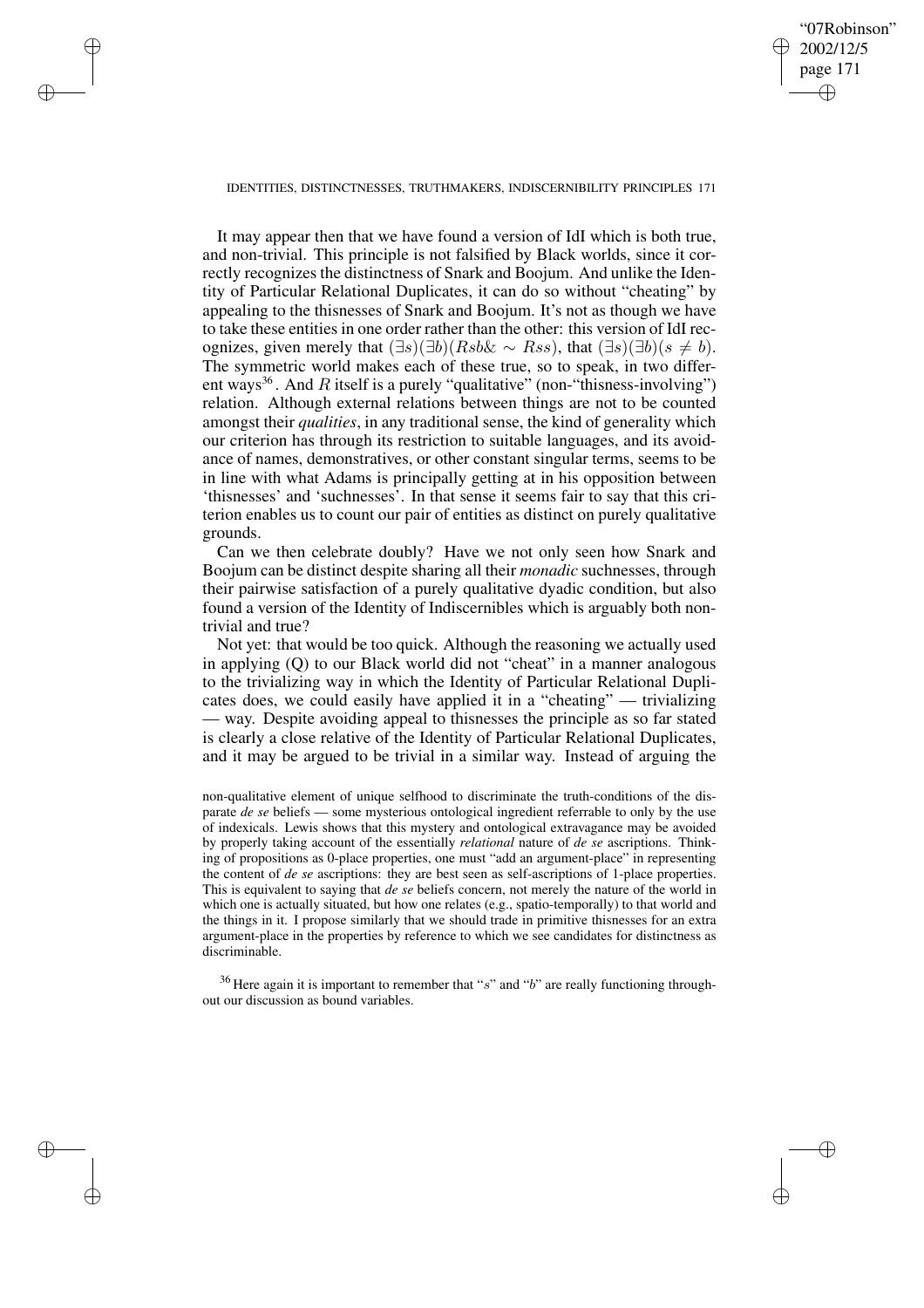It may appear then that we have found a version of IdI which is both true, and non-trivial. This principle is not falsified by Black worlds, since it correctly recognizes the distinctness of Snark and Boojum. And unlike the Identity of Particular Relational Duplicates, it can do so without "cheating" by appealing to the thisnesses of Snark and Boojum. It's not as though we have to take these entities in one order rather than the other: this version of IdI recognizes, given merely that $(\exists s)(\exists b)(Rsb \& \sim Rss)$, that $(\exists s)(\exists b)(s \neq b)$. The symmetric world makes each of these true, so to speak, in two different ways[36]. And $R$ itself is a purely "qualitative" (non-"thisness-involving") relation. Although external relations between things are not to be counted amongst their *qualities*, in any traditional sense, the kind of generality which our criterion has through its restriction to suitable languages, and its avoidance of names, demonstratives, or other constant singular terms, seems to be in line with what Adams is principally getting at in his opposition between 'thisnesses' and 'suchnesses'. In that sense it seems fair to say that this criterion enables us to count our pair of entities as distinct on purely qualitative grounds.

Can we then celebrate doubly? Have we not only seen how Snark and Boojum can be distinct despite sharing all their *monadic* suchnesses, through their pairwise satisfaction of a purely qualitative dyadic condition, but also found a version of the Identity of Indiscernibles which is arguably both non-trivial and true?

Not yet: that would be too quick. Although the reasoning we actually used in applying (Q) to our Black world did not "cheat" in a manner analogous to the trivializing way in which the Identity of Particular Relational Duplicates does, we could easily have applied it in a "cheating" — trivializing — way. Despite avoiding appeal to thisnesses the principle as so far stated is clearly a close relative of the Identity of Particular Relational Duplicates, and it may be argued to be trivial in a similar way. Instead of arguing the

non-qualitative element of unique selfhood to discriminate the truth-conditions of the disparate *de se* beliefs — some mysterious ontological ingredient referrable to only by the use of indexicals. Lewis shows that this mystery and ontological extravagance may be avoided by properly taking account of the essentially *relational* nature of *de se* ascriptions. Thinking of propositions as 0-place properties, one must "add an argument-place" in representing the content of *de se* ascriptions: they are best seen as self-ascriptions of 1-place properties. This is equivalent to saying that *de se* beliefs concern, not merely the nature of the world in which one is actually situated, but how one relates (e.g., spatio-temporally) to that world and the things in it. I propose similarly that we should trade in primitive thisnesses for an extra argument-place in the properties by reference to which we see candidates for distinctness as discriminable.

[36] Here again it is important to remember that "$s$" and "$b$" are really functioning throughout our discussion as bound variables.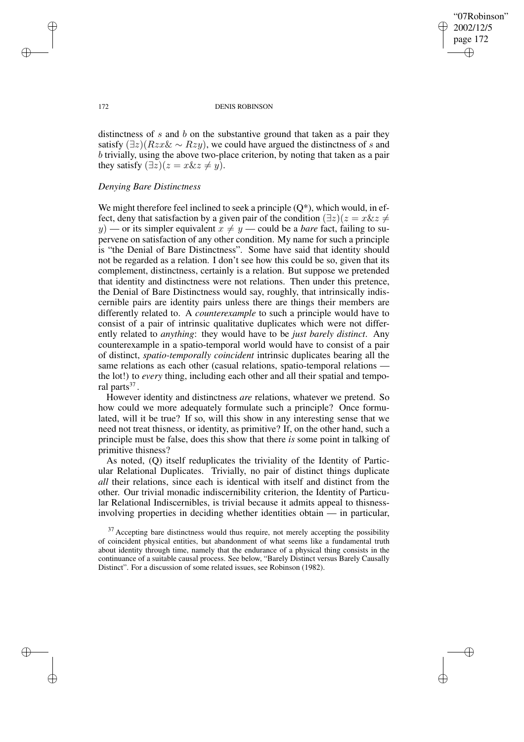distinctness of $s$ and $b$ on the substantive ground that taken as a pair they satisfy $(\exists z)(Rzx\& \sim Rzy)$, we could have argued the distinctness of $s$ and $b$ trivially, using the above two-place criterion, by noting that taken as a pair they satisfy $(\exists z)(z = x\&z \neq y)$.

### *Denying Bare Distinctness*

We might therefore feel inclined to seek a principle (Q*), which would, in effect, deny that satisfaction by a given pair of the condition $(\exists z)(z = x\&z \neq y)$ — or its simpler equivalent $x \neq y$ — could be a *bare* fact, failing to supervene on satisfaction of any other condition. My name for such a principle is "the Denial of Bare Distinctness". Some have said that identity should not be regarded as a relation. I don't see how this could be so, given that its complement, distinctness, certainly is a relation. But suppose we pretended that identity and distinctness were not relations. Then under this pretence, the Denial of Bare Distinctness would say, roughly, that intrinsically indiscernible pairs are identity pairs unless there are things their members are differently related to. A *counterexample* to such a principle would have to consist of a pair of intrinsic qualitative duplicates which were not differently related to *anything*: they would have to be *just barely distinct*. Any counterexample in a spatio-temporal world would have to consist of a pair of distinct, *spatio-temporally coincident* intrinsic duplicates bearing all the same relations as each other (casual relations, spatio-temporal relations — the lot!) to *every* thing, including each other and all their spatial and temporal parts[37].

However identity and distinctness *are* relations, whatever we pretend. So how could we more adequately formulate such a principle? Once formulated, will it be true? If so, will this show in any interesting sense that we need not treat thisness, or identity, as primitive? If, on the other hand, such a principle must be false, does this show that there *is* some point in talking of primitive thisness?

As noted, (Q) itself reduplicates the triviality of the Identity of Particular Relational Duplicates. Trivially, no pair of distinct things duplicate *all* their relations, since each is identical with itself and distinct from the other. Our trivial monadic indiscernibility criterion, the Identity of Particular Relational Indiscernibles, is trivial because it admits appeal to thisness-involving properties in deciding whether identities obtain — in particular,

[37] Accepting bare distinctness would thus require, not merely accepting the possibility of coincident physical entities, but abandonment of what seems like a fundamental truth about identity through time, namely that the endurance of a physical thing consists in the continuance of a suitable causal process. See below, "Barely Distinct versus Barely Causally Distinct". For a discussion of some related issues, see Robinson (1982).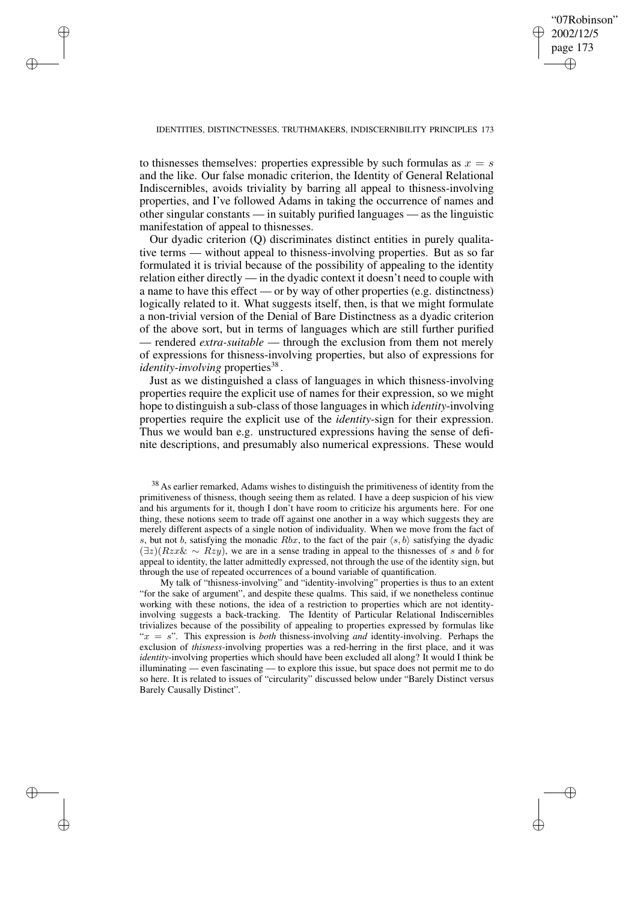to thisnesses themselves: properties expressible by such formulas as $x = s$ and the like. Our false monadic criterion, the Identity of General Relational Indiscernibles, avoids triviality by barring all appeal to thisness-involving properties, and I've followed Adams in taking the occurrence of names and other singular constants — in suitably purified languages — as the linguistic manifestation of appeal to thisnesses.

Our dyadic criterion (Q) discriminates distinct entities in purely qualitative terms — without appeal to thisness-involving properties. But as so far formulated it is trivial because of the possibility of appealing to the identity relation either directly — in the dyadic context it doesn't need to couple with a name to have this effect — or by way of other properties (e.g. distinctness) logically related to it. What suggests itself, then, is that we might formulate a non-trivial version of the Denial of Bare Distinctness as a dyadic criterion of the above sort, but in terms of languages which are still further purified — rendered *extra-suitable* — through the exclusion from them not merely of expressions for thisness-involving properties, but also of expressions for *identity-involving* properties[38].

Just as we distinguished a class of languages in which thisness-involving properties require the explicit use of names for their expression, so we might hope to distinguish a sub-class of those languages in which *identity*-involving properties require the explicit use of the *identity*-sign for their expression. Thus we would ban e.g. unstructured expressions having the sense of definite descriptions, and presumably also numerical expressions. These would

[38] As earlier remarked, Adams wishes to distinguish the primitiveness of identity from the primitiveness of thisness, though seeing them as related. I have a deep suspicion of his view and his arguments for it, though I don't have room to criticize his arguments here. For one thing, these notions seem to trade off against one another in a way which suggests they are merely different aspects of a single notion of individuality. When we move from the fact of $s$, but not $b$, satisfying the monadic $Rbx$, to the fact of the pair $\langle s, b\rangle$ satisfying the dyadic $(\exists z)(Rzx \& \sim Rzy)$, we are in a sense trading in appeal to the thisnesses of $s$ and $b$ for appeal to identity, the latter admittedly expressed, not through the use of the identity sign, but through the use of repeated occurrences of a bound variable of quantification.

My talk of "thisness-involving" and "identity-involving" properties is thus to an extent "for the sake of argument", and despite these qualms. This said, if we nonetheless continue working with these notions, the idea of a restriction to properties which are not identity-involving suggests a back-tracking. The Identity of Particular Relational Indiscernibles trivializes because of the possibility of appealing to properties expressed by formulas like "$x = s$". This expression is *both* thisness-involving *and* identity-involving. Perhaps the exclusion of *thisness*-involving properties was a red-herring in the first place, and it was *identity*-involving properties which should have been excluded all along? It would I think be illuminating — even fascinating — to explore this issue, but space does not permit me to do so here. It is related to issues of "circularity" discussed below under "Barely Distinct versus Barely Causally Distinct".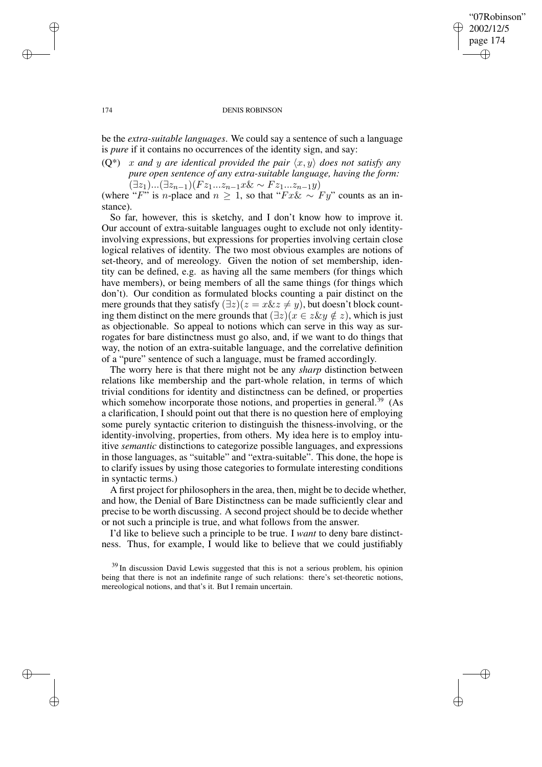be the *extra-suitable languages*. We could say a sentence of such a language is *pure* if it contains no occurrences of the identity sign, and say:

(Q*) *x and y are identical provided the pair* $\langle x, y\rangle$ *does not satisfy any pure open sentence of any extra-suitable language, having the form:* $(\exists z_1)...(\exists z_{n-1})(Fz_1...z_{n-1}x\& \sim Fz_1...z_{n-1}y)$

(where "$F$" is $n$-place and $n \geq 1$, so that "$Fx\& \sim Fy$" counts as an instance).

So far, however, this is sketchy, and I don't know how to improve it. Our account of extra-suitable languages ought to exclude not only identity-involving expressions, but expressions for properties involving certain close logical relatives of identity. The two most obvious examples are notions of set-theory, and of mereology. Given the notion of set membership, identity can be defined, e.g. as having all the same members (for things which have members), or being members of all the same things (for things which don't). Our condition as formulated blocks counting a pair distinct on the mere grounds that they satisfy $(\exists z)(z = x\&z \neq y)$, but doesn't block counting them distinct on the mere grounds that $(\exists z)(x \in z\&y \notin z)$, which is just as objectionable. So appeal to notions which can serve in this way as surrogates for bare distinctness must go also, and, if we want to do things that way, the notion of an extra-suitable language, and the correlative definition of a "pure" sentence of such a language, must be framed accordingly.

The worry here is that there might not be any *sharp* distinction between relations like membership and the part-whole relation, in terms of which trivial conditions for identity and distinctness can be defined, or properties which somehow incorporate those notions, and properties in general.[39] (As a clarification, I should point out that there is no question here of employing some purely syntactic criterion to distinguish the thisness-involving, or the identity-involving, properties, from others. My idea here is to employ intuitive *semantic* distinctions to categorize possible languages, and expressions in those languages, as "suitable" and "extra-suitable". This done, the hope is to clarify issues by using those categories to formulate interesting conditions in syntactic terms.)

A first project for philosophers in the area, then, might be to decide whether, and how, the Denial of Bare Distinctness can be made sufficiently clear and precise to be worth discussing. A second project should be to decide whether or not such a principle is true, and what follows from the answer.

I'd like to believe such a principle to be true. I *want* to deny bare distinctness. Thus, for example, I would like to believe that we could justifiably

[39] In discussion David Lewis suggested that this is not a serious problem, his opinion being that there is not an indefinite range of such relations: there's set-theoretic notions, mereological notions, and that's it. But I remain uncertain.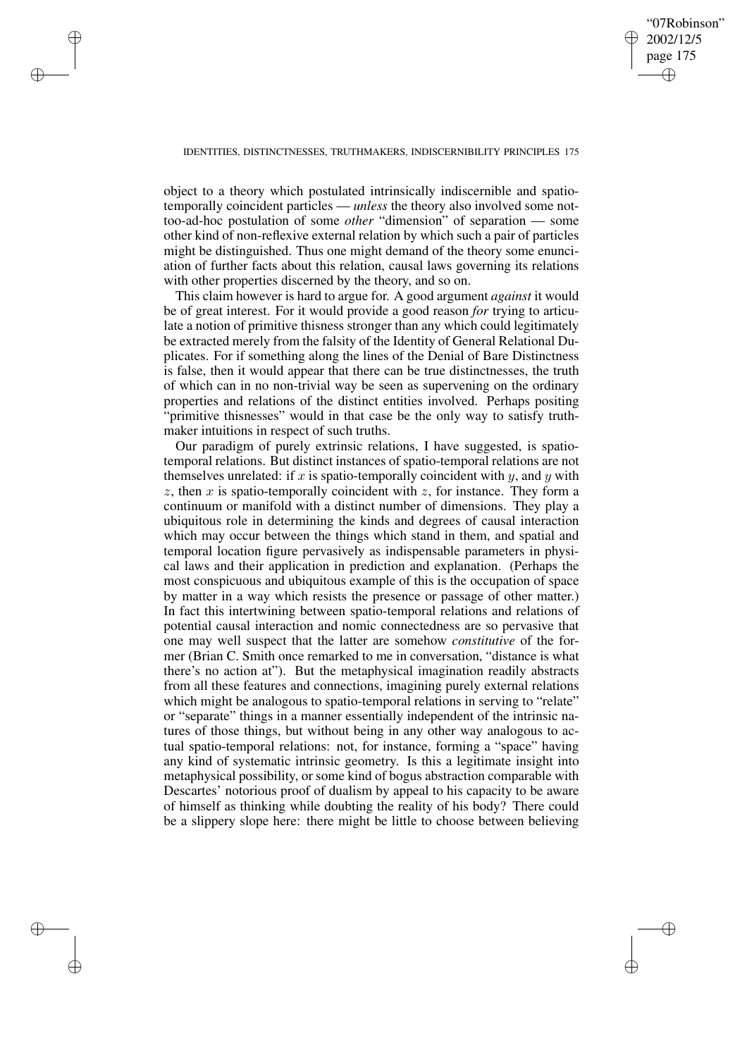object to a theory which postulated intrinsically indiscernible and spatio-temporally coincident particles — *unless* the theory also involved some not-too-ad-hoc postulation of some *other* "dimension" of separation — some other kind of non-reflexive external relation by which such a pair of particles might be distinguished. Thus one might demand of the theory some enunciation of further facts about this relation, causal laws governing its relations with other properties discerned by the theory, and so on.

This claim however is hard to argue for. A good argument *against* it would be of great interest. For it would provide a good reason *for* trying to articulate a notion of primitive thisness stronger than any which could legitimately be extracted merely from the falsity of the Identity of General Relational Duplicates. For if something along the lines of the Denial of Bare Distinctness is false, then it would appear that there can be true distinctnesses, the truth of which can in no non-trivial way be seen as supervening on the ordinary properties and relations of the distinct entities involved. Perhaps positing "primitive thisnesses" would in that case be the only way to satisfy truthmaker intuitions in respect of such truths.

Our paradigm of purely extrinsic relations, I have suggested, is spatio-temporal relations. But distinct instances of spatio-temporal relations are not themselves unrelated: if $x$ is spatio-temporally coincident with $y$, and $y$ with $z$, then $x$ is spatio-temporally coincident with $z$, for instance. They form a continuum or manifold with a distinct number of dimensions. They play a ubiquitous role in determining the kinds and degrees of causal interaction which may occur between the things which stand in them, and spatial and temporal location figure pervasively as indispensable parameters in physical laws and their application in prediction and explanation. (Perhaps the most conspicuous and ubiquitous example of this is the occupation of space by matter in a way which resists the presence or passage of other matter.) In fact this intertwining between spatio-temporal relations and relations of potential causal interaction and nomic connectedness are so pervasive that one may well suspect that the latter are somehow *constitutive* of the former (Brian C. Smith once remarked to me in conversation, "distance is what there's no action at"). But the metaphysical imagination readily abstracts from all these features and connections, imagining purely external relations which might be analogous to spatio-temporal relations in serving to "relate" or "separate" things in a manner essentially independent of the intrinsic natures of those things, but without being in any other way analogous to actual spatio-temporal relations: not, for instance, forming a "space" having any kind of systematic intrinsic geometry. Is this a legitimate insight into metaphysical possibility, or some kind of bogus abstraction comparable with Descartes' notorious proof of dualism by appeal to his capacity to be aware of himself as thinking while doubting the reality of his body? There could be a slippery slope here: there might be little to choose between believing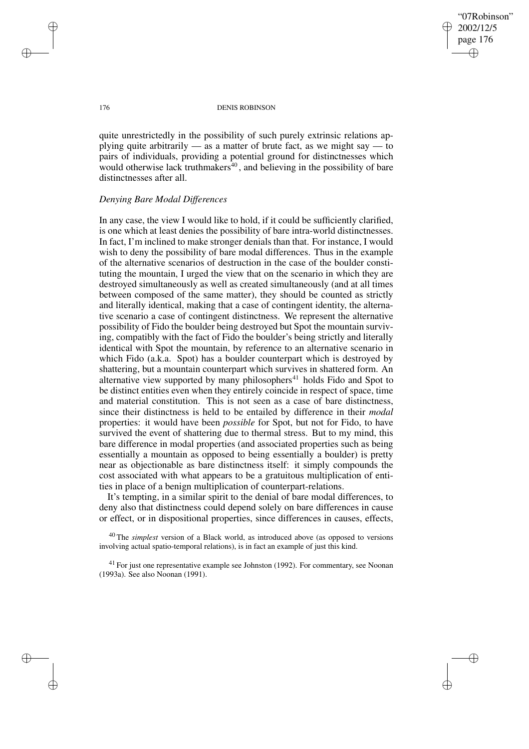quite unrestrictedly in the possibility of such purely extrinsic relations applying quite arbitrarily — as a matter of brute fact, as we might say — to pairs of individuals, providing a potential ground for distinctnesses which would otherwise lack truthmakers[40], and believing in the possibility of bare distinctnesses after all.

### *Denying Bare Modal Differences*

In any case, the view I would like to hold, if it could be sufficiently clarified, is one which at least denies the possibility of bare intra-world distinctnesses. In fact, I'm inclined to make stronger denials than that. For instance, I would wish to deny the possibility of bare modal differences. Thus in the example of the alternative scenarios of destruction in the case of the boulder constituting the mountain, I urged the view that on the scenario in which they are destroyed simultaneously as well as created simultaneously (and at all times between composed of the same matter), they should be counted as strictly and literally identical, making that a case of contingent identity, the alternative scenario a case of contingent distinctness. We represent the alternative possibility of Fido the boulder being destroyed but Spot the mountain surviving, compatibly with the fact of Fido the boulder's being strictly and literally identical with Spot the mountain, by reference to an alternative scenario in which Fido (a.k.a. Spot) has a boulder counterpart which is destroyed by shattering, but a mountain counterpart which survives in shattered form. An alternative view supported by many philosophers[41] holds Fido and Spot to be distinct entities even when they entirely coincide in respect of space, time and material constitution. This is not seen as a case of bare distinctness, since their distinctness is held to be entailed by difference in their *modal* properties: it would have been *possible* for Spot, but not for Fido, to have survived the event of shattering due to thermal stress. But to my mind, this bare difference in modal properties (and associated properties such as being essentially a mountain as opposed to being essentially a boulder) is pretty near as objectionable as bare distinctness itself: it simply compounds the cost associated with what appears to be a gratuitous multiplication of entities in place of a benign multiplication of counterpart-relations.

It's tempting, in a similar spirit to the denial of bare modal differences, to deny also that distinctness could depend solely on bare differences in cause or effect, or in dispositional properties, since differences in causes, effects,

[40] The *simplest* version of a Black world, as introduced above (as opposed to versions involving actual spatio-temporal relations), is in fact an example of just this kind.

[41] For just one representative example see Johnston (1992). For commentary, see Noonan (1993a). See also Noonan (1991).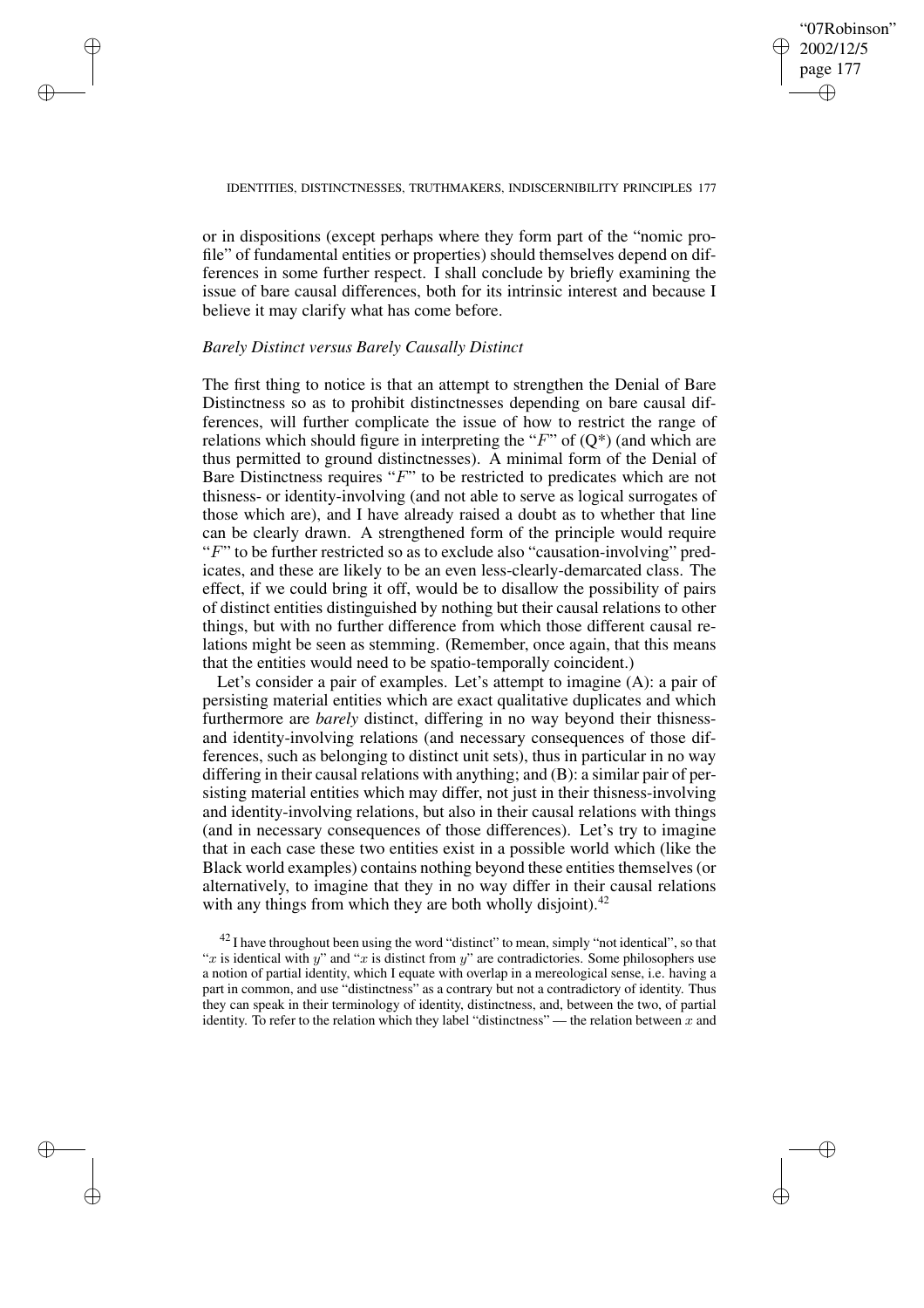or in dispositions (except perhaps where they form part of the "nomic profile" of fundamental entities or properties) should themselves depend on differences in some further respect. I shall conclude by briefly examining the issue of bare causal differences, both for its intrinsic interest and because I believe it may clarify what has come before.

### *Barely Distinct versus Barely Causally Distinct*

The first thing to notice is that an attempt to strengthen the Denial of Bare Distinctness so as to prohibit distinctnesses depending on bare causal differences, will further complicate the issue of how to restrict the range of relations which should figure in interpreting the "$F$" of (Q*) (and which are thus permitted to ground distinctnesses). A minimal form of the Denial of Bare Distinctness requires "$F$" to be restricted to predicates which are not thisness- or identity-involving (and not able to serve as logical surrogates of those which are), and I have already raised a doubt as to whether that line can be clearly drawn. A strengthened form of the principle would require "$F$" to be further restricted so as to exclude also "causation-involving" predicates, and these are likely to be an even less-clearly-demarcated class. The effect, if we could bring it off, would be to disallow the possibility of pairs of distinct entities distinguished by nothing but their causal relations to other things, but with no further difference from which those different causal relations might be seen as stemming. (Remember, once again, that this means that the entities would need to be spatio-temporally coincident.)

Let's consider a pair of examples. Let's attempt to imagine (A): a pair of persisting material entities which are exact qualitative duplicates and which furthermore are *barely* distinct, differing in no way beyond their thisness- and identity-involving relations (and necessary consequences of those differences, such as belonging to distinct unit sets), thus in particular in no way differing in their causal relations with anything; and (B): a similar pair of persisting material entities which may differ, not just in their thisness-involving and identity-involving relations, but also in their causal relations with things (and in necessary consequences of those differences). Let's try to imagine that in each case these two entities exist in a possible world which (like the Black world examples) contains nothing beyond these entities themselves (or alternatively, to imagine that they in no way differ in their causal relations with any things from which they are both wholly disjoint).[42]

[42] I have throughout been using the word "distinct" to mean, simply "not identical", so that "$x$ is identical with $y$" and "$x$ is distinct from $y$" are contradictories. Some philosophers use a notion of partial identity, which I equate with overlap in a mereological sense, i.e. having a part in common, and use "distinctness" as a contrary but not a contradictory of identity. Thus they can speak in their terminology of identity, distinctness, and, between the two, of partial identity. To refer to the relation which they label "distinctness" — the relation between $x$ and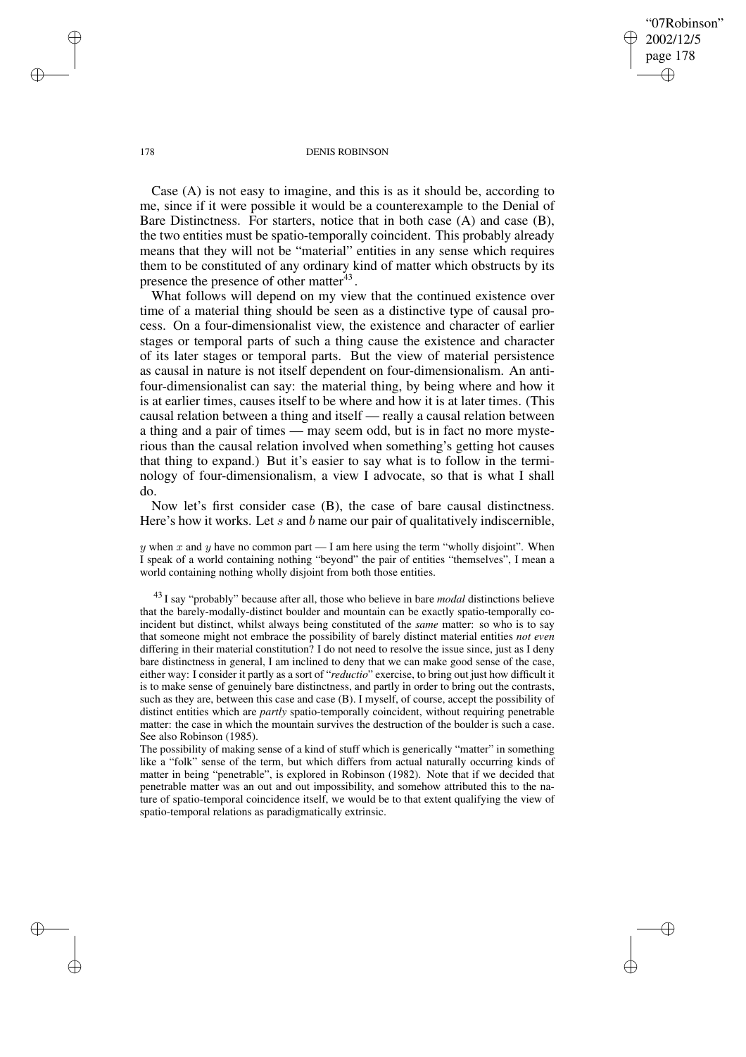Case (A) is not easy to imagine, and this is as it should be, according to me, since if it were possible it would be a counterexample to the Denial of Bare Distinctness. For starters, notice that in both case (A) and case (B), the two entities must be spatio-temporally coincident. This probably already means that they will not be "material" entities in any sense which requires them to be constituted of any ordinary kind of matter which obstructs by its presence the presence of other matter[43].

What follows will depend on my view that the continued existence over time of a material thing should be seen as a distinctive type of causal process. On a four-dimensionalist view, the existence and character of earlier stages or temporal parts of such a thing cause the existence and character of its later stages or temporal parts. But the view of material persistence as causal in nature is not itself dependent on four-dimensionalism. An anti-four-dimensionalist can say: the material thing, by being where and how it is at earlier times, causes itself to be where and how it is at later times. (This causal relation between a thing and itself — really a causal relation between a thing and a pair of times — may seem odd, but is in fact no more mysterious than the causal relation involved when something's getting hot causes that thing to expand.) But it's easier to say what is to follow in the terminology of four-dimensionalism, a view I advocate, so that is what I shall do.

Now let's first consider case (B), the case of bare causal distinctness. Here's how it works. Let $s$ and $b$ name our pair of qualitatively indiscernible,

$y$ when $x$ and $y$ have no common part — I am here using the term "wholly disjoint". When I speak of a world containing nothing "beyond" the pair of entities "themselves", I mean a world containing nothing wholly disjoint from both those entities.

[43] I say "probably" because after all, those who believe in bare *modal* distinctions believe that the barely-modally-distinct boulder and mountain can be exactly spatio-temporally coincident but distinct, whilst always being constituted of the *same* matter: so who is to say that someone might not embrace the possibility of barely distinct material entities *not even* differing in their material constitution? I do not need to resolve the issue since, just as I deny bare distinctness in general, I am inclined to deny that we can make good sense of the case, either way: I consider it partly as a sort of "*reductio*" exercise, to bring out just how difficult it is to make sense of genuinely bare distinctness, and partly in order to bring out the contrasts, such as they are, between this case and case (B). I myself, of course, accept the possibility of distinct entities which are *partly* spatio-temporally coincident, without requiring penetrable matter: the case in which the mountain survives the destruction of the boulder is such a case. See also Robinson (1985).

The possibility of making sense of a kind of stuff which is generically "matter" in something like a "folk" sense of the term, but which differs from actual naturally occurring kinds of matter in being "penetrable", is explored in Robinson (1982). Note that if we decided that penetrable matter was an out and out impossibility, and somehow attributed this to the nature of spatio-temporal coincidence itself, we would be to that extent qualifying the view of spatio-temporal relations as paradigmatically extrinsic.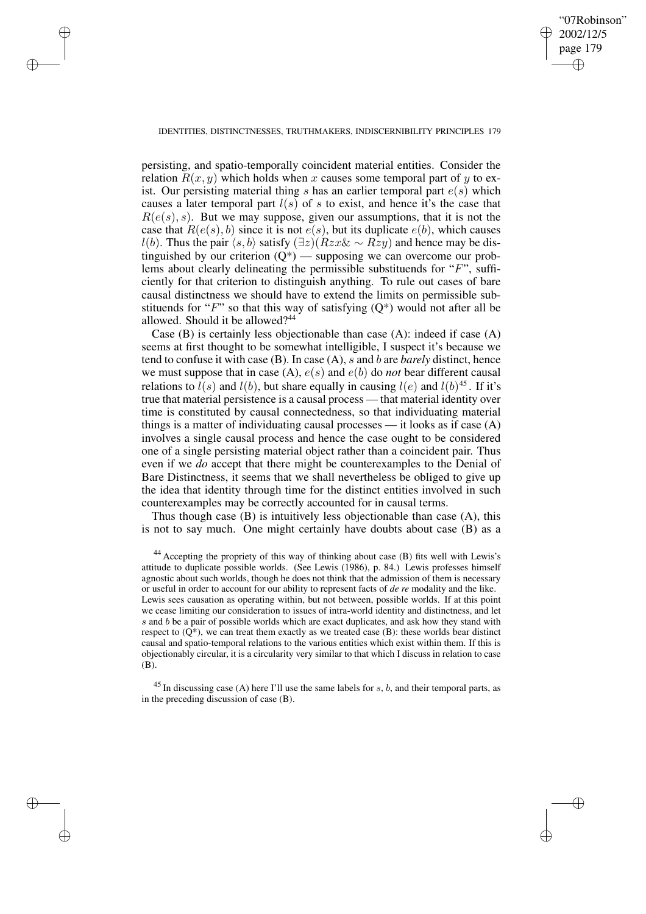persisting, and spatio-temporally coincident material entities. Consider the relation $R(x, y)$ which holds when $x$ causes some temporal part of $y$ to exist. Our persisting material thing $s$ has an earlier temporal part $e(s)$ which causes a later temporal part $l(s)$ of $s$ to exist, and hence it's the case that $R(e(s), s)$. But we may suppose, given our assumptions, that it is not the case that $R(e(s), b)$ since it is not $e(s)$, but its duplicate $e(b)$, which causes $l(b)$. Thus the pair $\langle s, b\rangle$ satisfy $(\exists z)(Rzx \& \sim Rzy)$ and hence may be distinguished by our criterion (Q*) — supposing we can overcome our problems about clearly delineating the permissible substituends for "$F$", sufficiently for that criterion to distinguish anything. To rule out cases of bare causal distinctness we should have to extend the limits on permissible substituends for "$F$" so that this way of satisfying (Q*) would not after all be allowed. Should it be allowed?[44]

Case (B) is certainly less objectionable than case (A): indeed if case (A) seems at first thought to be somewhat intelligible, I suspect it's because we tend to confuse it with case (B). In case (A), $s$ and $b$ are *barely* distinct, hence we must suppose that in case (A), $e(s)$ and $e(b)$ do *not* bear different causal relations to $l(s)$ and $l(b)$, but share equally in causing $l(e)$ and $l(b)$[45]. If it's true that material persistence is a causal process — that material identity over time is constituted by causal connectedness, so that individuating material things is a matter of individuating causal processes — it looks as if case (A) involves a single causal process and hence the case ought to be considered one of a single persisting material object rather than a coincident pair. Thus even if we *do* accept that there might be counterexamples to the Denial of Bare Distinctness, it seems that we shall nevertheless be obliged to give up the idea that identity through time for the distinct entities involved in such counterexamples may be correctly accounted for in causal terms.

Thus though case (B) is intuitively less objectionable than case (A), this is not to say much. One might certainly have doubts about case (B) as a

---

[44] Accepting the propriety of this way of thinking about case (B) fits well with Lewis's attitude to duplicate possible worlds. (See Lewis (1986), p. 84.) Lewis professes himself agnostic about such worlds, though he does not think that the admission of them is necessary or useful in order to account for our ability to represent facts of *de re* modality and the like. Lewis sees causation as operating within, but not between, possible worlds. If at this point we cease limiting our consideration to issues of intra-world identity and distinctness, and let $s$ and $b$ be a pair of possible worlds which are exact duplicates, and ask how they stand with respect to (Q*), we can treat them exactly as we treated case (B): these worlds bear distinct causal and spatio-temporal relations to the various entities which exist within them. If this is objectionably circular, it is a circularity very similar to that which I discuss in relation to case (B).

[45] In discussing case (A) here I'll use the same labels for $s$, $b$, and their temporal parts, as in the preceding discussion of case (B).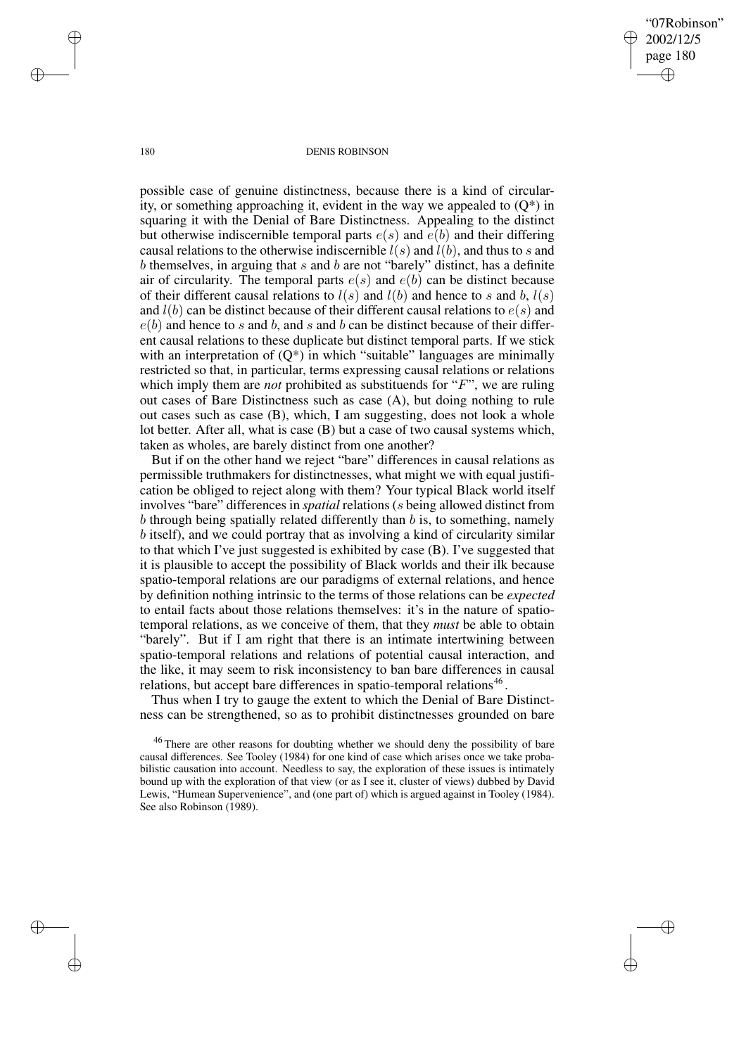possible case of genuine distinctness, because there is a kind of circularity, or something approaching it, evident in the way we appealed to (Q*) in squaring it with the Denial of Bare Distinctness. Appealing to the distinct but otherwise indiscernible temporal parts $e(s)$ and $e(b)$ and their differing causal relations to the otherwise indiscernible $l(s)$ and $l(b)$, and thus to $s$ and $b$ themselves, in arguing that $s$ and $b$ are not "barely" distinct, has a definite air of circularity. The temporal parts $e(s)$ and $e(b)$ can be distinct because of their different causal relations to $l(s)$ and $l(b)$ and hence to $s$ and $b$, $l(s)$ and $l(b)$ can be distinct because of their different causal relations to $e(s)$ and $e(b)$ and hence to $s$ and $b$, and $s$ and $b$ can be distinct because of their different causal relations to these duplicate but distinct temporal parts. If we stick with an interpretation of (Q*) in which "suitable" languages are minimally restricted so that, in particular, terms expressing causal relations or relations which imply them are *not* prohibited as substituends for "$F$", we are ruling out cases of Bare Distinctness such as case (A), but doing nothing to rule out cases such as case (B), which, I am suggesting, does not look a whole lot better. After all, what is case (B) but a case of two causal systems which, taken as wholes, are barely distinct from one another?

But if on the other hand we reject "bare" differences in causal relations as permissible truthmakers for distinctnesses, what might we with equal justification be obliged to reject along with them? Your typical Black world itself involves "bare" differences in *spatial* relations ($s$ being allowed distinct from $b$ through being spatially related differently than $b$ is, to something, namely $b$ itself), and we could portray that as involving a kind of circularity similar to that which I've just suggested is exhibited by case (B). I've suggested that it is plausible to accept the possibility of Black worlds and their ilk because spatio-temporal relations are our paradigms of external relations, and hence by definition nothing intrinsic to the terms of those relations can be *expected* to entail facts about those relations themselves: it's in the nature of spatio-temporal relations, as we conceive of them, that they *must* be able to obtain "barely". But if I am right that there is an intimate intertwining between spatio-temporal relations and relations of potential causal interaction, and the like, it may seem to risk inconsistency to ban bare differences in causal relations, but accept bare differences in spatio-temporal relations[46].

Thus when I try to gauge the extent to which the Denial of Bare Distinctness can be strengthened, so as to prohibit distinctnesses grounded on bare

---

[46] There are other reasons for doubting whether we should deny the possibility of bare causal differences. See Tooley (1984) for one kind of case which arises once we take probabilistic causation into account. Needless to say, the exploration of these issues is intimately bound up with the exploration of that view (or as I see it, cluster of views) dubbed by David Lewis, "Humean Supervenience", and (one part of) which is argued against in Tooley (1984). See also Robinson (1989).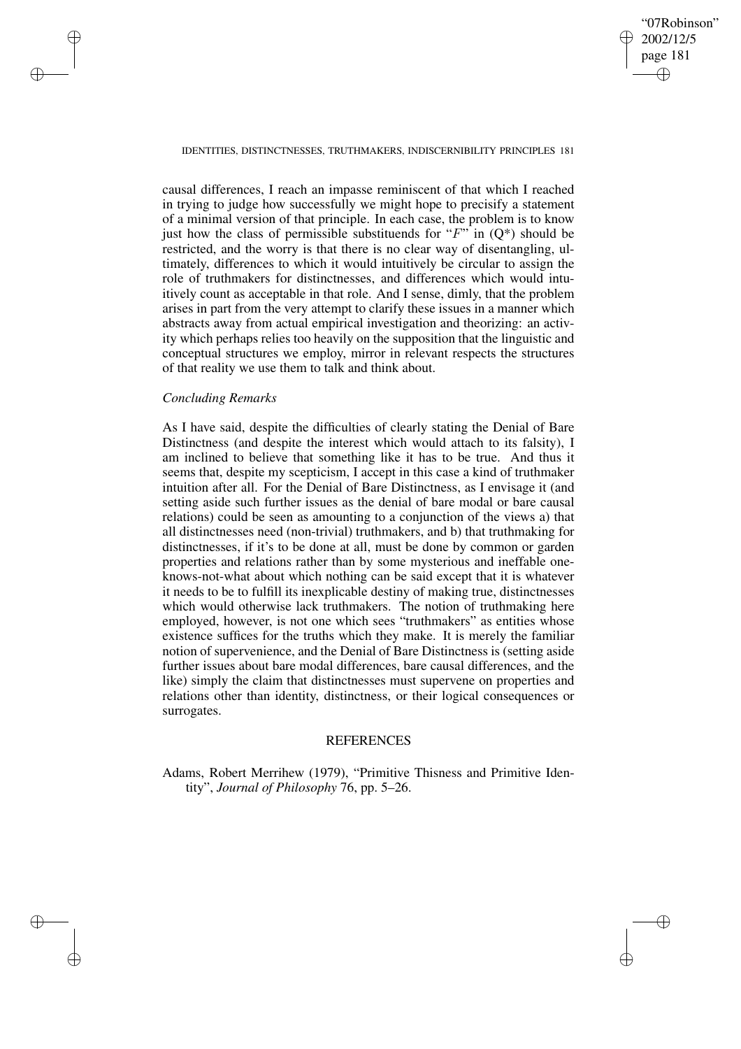causal differences, I reach an impasse reminiscent of that which I reached in trying to judge how successfully we might hope to precisify a statement of a minimal version of that principle. In each case, the problem is to know just how the class of permissible substituends for "$F$" in (Q*) should be restricted, and the worry is that there is no clear way of disentangling, ultimately, differences to which it would intuitively be circular to assign the role of truthmakers for distinctnesses, and differences which would intuitively count as acceptable in that role. And I sense, dimly, that the problem arises in part from the very attempt to clarify these issues in a manner which abstracts away from actual empirical investigation and theorizing: an activity which perhaps relies too heavily on the supposition that the linguistic and conceptual structures we employ, mirror in relevant respects the structures of that reality we use them to talk and think about.

### *Concluding Remarks*

As I have said, despite the difficulties of clearly stating the Denial of Bare Distinctness (and despite the interest which would attach to its falsity), I am inclined to believe that something like it has to be true. And thus it seems that, despite my scepticism, I accept in this case a kind of truthmaker intuition after all. For the Denial of Bare Distinctness, as I envisage it (and setting aside such further issues as the denial of bare modal or bare causal relations) could be seen as amounting to a conjunction of the views a) that all distinctnesses need (non-trivial) truthmakers, and b) that truthmaking for distinctnesses, if it's to be done at all, must be done by common or garden properties and relations rather than by some mysterious and ineffable one-knows-not-what about which nothing can be said except that it is whatever it needs to be to fulfill its inexplicable destiny of making true, distinctnesses which would otherwise lack truthmakers. The notion of truthmaking here employed, however, is not one which sees "truthmakers" as entities whose existence suffices for the truths which they make. It is merely the familiar notion of supervenience, and the Denial of Bare Distinctness is (setting aside further issues about bare modal differences, bare causal differences, and the like) simply the claim that distinctnesses must supervene on properties and relations other than identity, distinctness, or their logical consequences or surrogates.

## REFERENCES

Adams, Robert Merrihew (1979), "Primitive Thisness and Primitive Identity", *Journal of Philosophy* 76, pp. 5–26.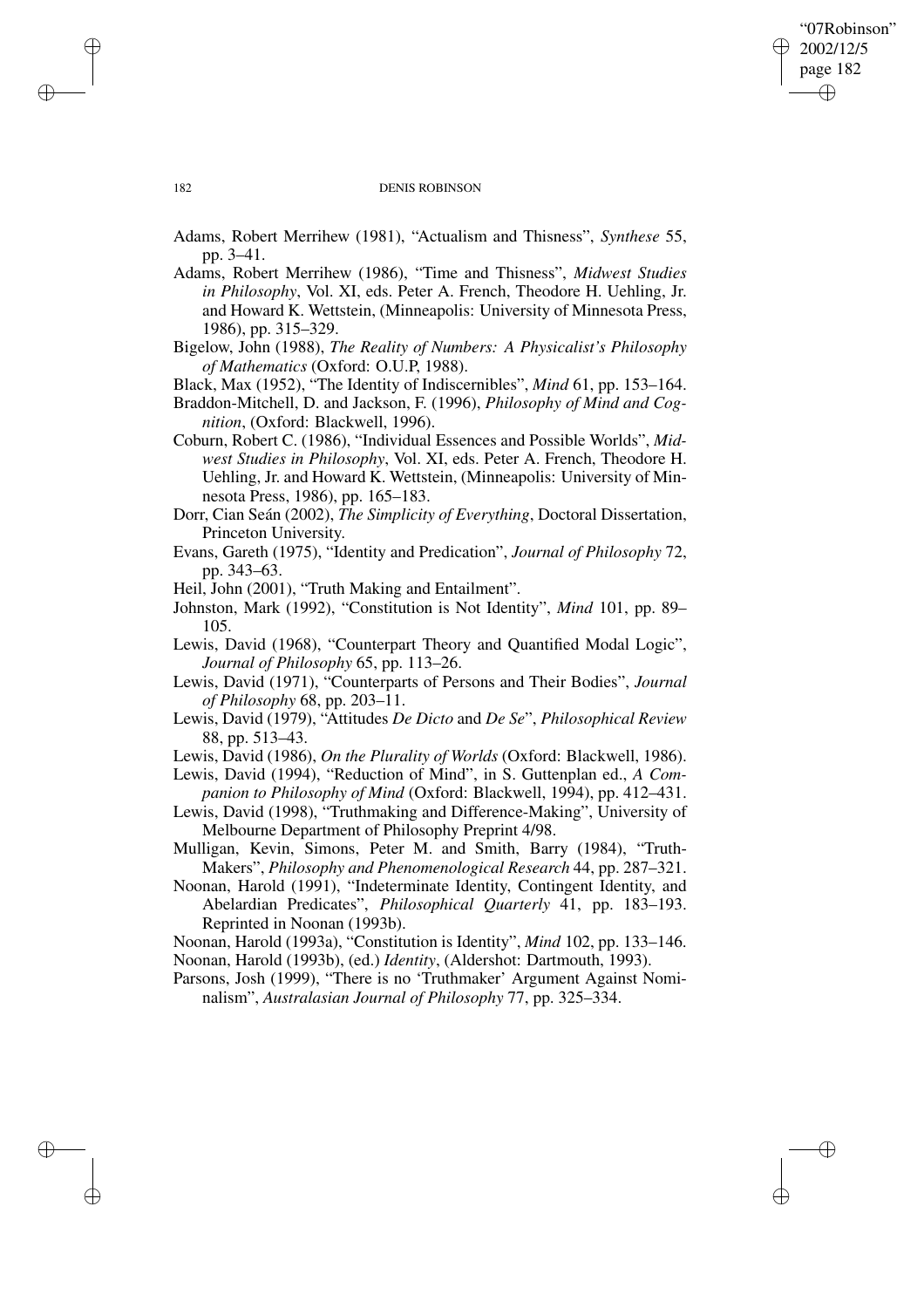Adams, Robert Merrihew (1981), "Actualism and Thisness", *Synthese* 55, pp. 3–41.

Adams, Robert Merrihew (1986), "Time and Thisness", *Midwest Studies in Philosophy*, Vol. XI, eds. Peter A. French, Theodore H. Uehling, Jr. and Howard K. Wettstein, (Minneapolis: University of Minnesota Press, 1986), pp. 315–329.

Bigelow, John (1988), *The Reality of Numbers: A Physicalist's Philosophy of Mathematics* (Oxford: O.U.P, 1988).

Black, Max (1952), "The Identity of Indiscernibles", *Mind* 61, pp. 153–164.

Braddon-Mitchell, D. and Jackson, F. (1996), *Philosophy of Mind and Cognition*, (Oxford: Blackwell, 1996).

Coburn, Robert C. (1986), "Individual Essences and Possible Worlds", *Midwest Studies in Philosophy*, Vol. XI, eds. Peter A. French, Theodore H. Uehling, Jr. and Howard K. Wettstein, (Minneapolis: University of Minnesota Press, 1986), pp. 165–183.

Dorr, Cian Seán (2002), *The Simplicity of Everything*, Doctoral Dissertation, Princeton University.

Evans, Gareth (1975), "Identity and Predication", *Journal of Philosophy* 72, pp. 343–63.

Heil, John (2001), "Truth Making and Entailment".

Johnston, Mark (1992), "Constitution is Not Identity", *Mind* 101, pp. 89–105.

Lewis, David (1968), "Counterpart Theory and Quantified Modal Logic", *Journal of Philosophy* 65, pp. 113–26.

Lewis, David (1971), "Counterparts of Persons and Their Bodies", *Journal of Philosophy* 68, pp. 203–11.

Lewis, David (1979), "Attitudes *De Dicto* and *De Se*", *Philosophical Review* 88, pp. 513–43.

Lewis, David (1986), *On the Plurality of Worlds* (Oxford: Blackwell, 1986).

Lewis, David (1994), "Reduction of Mind", in S. Guttenplan ed., *A Companion to Philosophy of Mind* (Oxford: Blackwell, 1994), pp. 412–431.

Lewis, David (1998), "Truthmaking and Difference-Making", University of Melbourne Department of Philosophy Preprint 4/98.

Mulligan, Kevin, Simons, Peter M. and Smith, Barry (1984), "Truth-Makers", *Philosophy and Phenomenological Research* 44, pp. 287–321.

Noonan, Harold (1991), "Indeterminate Identity, Contingent Identity, and Abelardian Predicates", *Philosophical Quarterly* 41, pp. 183–193. Reprinted in Noonan (1993b).

Noonan, Harold (1993a), "Constitution is Identity", *Mind* 102, pp. 133–146.

Noonan, Harold (1993b), (ed.) *Identity*, (Aldershot: Dartmouth, 1993).

Parsons, Josh (1999), "There is no 'Truthmaker' Argument Against Nominalism", *Australasian Journal of Philosophy* 77, pp. 325–334.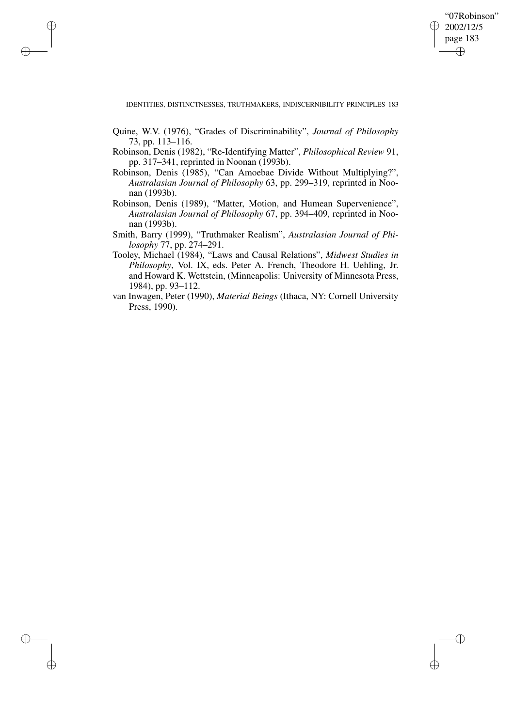Quine, W.V. (1976), "Grades of Discriminability", *Journal of Philosophy* 73, pp. 113–116.

Robinson, Denis (1982), "Re-Identifying Matter", *Philosophical Review* 91, pp. 317–341, reprinted in Noonan (1993b).

Robinson, Denis (1985), "Can Amoebae Divide Without Multiplying?", *Australasian Journal of Philosophy* 63, pp. 299–319, reprinted in Noonan (1993b).

Robinson, Denis (1989), "Matter, Motion, and Humean Supervenience", *Australasian Journal of Philosophy* 67, pp. 394–409, reprinted in Noonan (1993b).

Smith, Barry (1999), "Truthmaker Realism", *Australasian Journal of Philosophy* 77, pp. 274–291.

Tooley, Michael (1984), "Laws and Causal Relations", *Midwest Studies in Philosophy*, Vol. IX, eds. Peter A. French, Theodore H. Uehling, Jr. and Howard K. Wettstein, (Minneapolis: University of Minnesota Press, 1984), pp. 93–112.

van Inwagen, Peter (1990), *Material Beings* (Ithaca, NY: Cornell University Press, 1990).